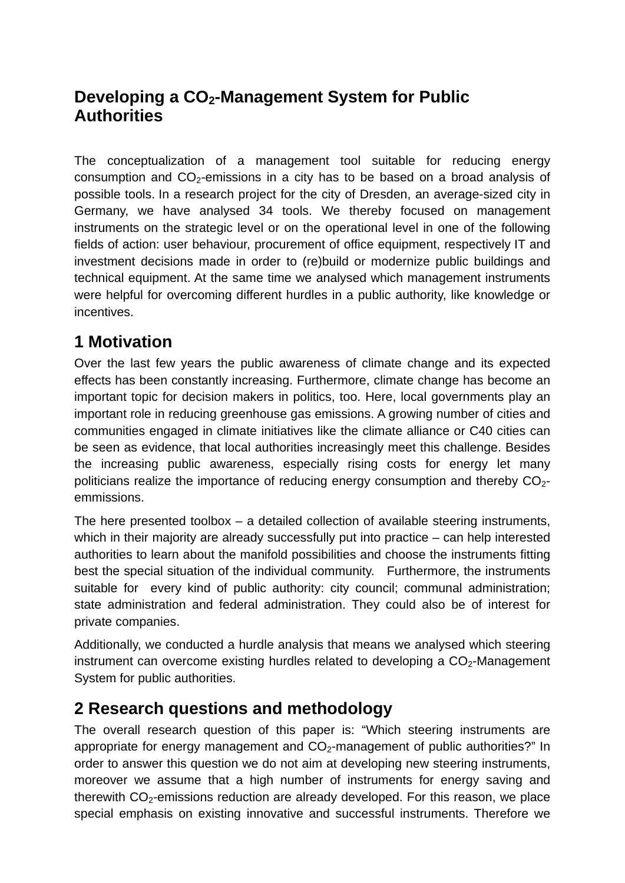# Developing a $CO_2$-Management System for Public Authorities

The conceptualization of a management tool suitable for reducing energy consumption and $CO_2$-emissions in a city has to be based on a broad analysis of possible tools. In a research project for the city of Dresden, an average-sized city in Germany, we have analysed 34 tools. We thereby focused on management instruments on the strategic level or on the operational level in one of the following fields of action: user behaviour, procurement of office equipment, respectively IT and investment decisions made in order to (re)build or modernize public buildings and technical equipment. At the same time we analysed which management instruments were helpful for overcoming different hurdles in a public authority, like knowledge or incentives.

## 1 Motivation

Over the last few years the public awareness of climate change and its expected effects has been constantly increasing. Furthermore, climate change has become an important topic for decision makers in politics, too. Here, local governments play an important role in reducing greenhouse gas emissions. A growing number of cities and communities engaged in climate initiatives like the climate alliance or C40 cities can be seen as evidence, that local authorities increasingly meet this challenge. Besides the increasing public awareness, especially rising costs for energy let many politicians realize the importance of reducing energy consumption and thereby $CO_2$-emmissions.

The here presented toolbox – a detailed collection of available steering instruments, which in their majority are already successfully put into practice – can help interested authorities to learn about the manifold possibilities and choose the instruments fitting best the special situation of the individual community. Furthermore, the instruments suitable for every kind of public authority: city council; communal administration; state administration and federal administration. They could also be of interest for private companies.

Additionally, we conducted a hurdle analysis that means we analysed which steering instrument can overcome existing hurdles related to developing a $CO_2$-Management System for public authorities.

## 2 Research questions and methodology

The overall research question of this paper is: "Which steering instruments are appropriate for energy management and $CO_2$-management of public authorities?" In order to answer this question we do not aim at developing new steering instruments, moreover we assume that a high number of instruments for energy saving and therewith $CO_2$-emissions reduction are already developed. For this reason, we place special emphasis on existing innovative and successful instruments. Therefore we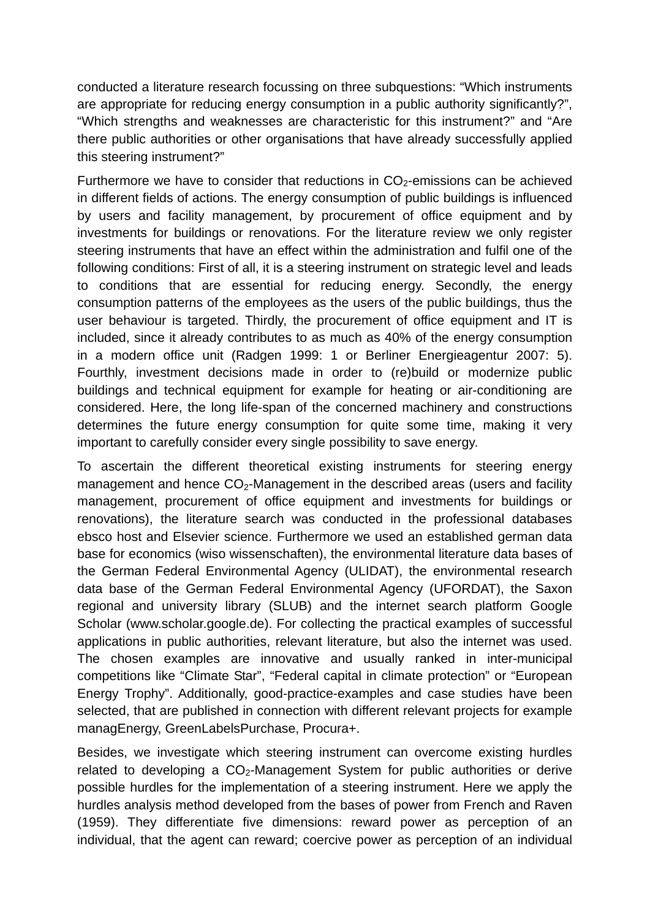conducted a literature research focussing on three subquestions: “Which instruments are appropriate for reducing energy consumption in a public authority significantly?”, “Which strengths and weaknesses are characteristic for this instrument?” and “Are there public authorities or other organisations that have already successfully applied this steering instrument?”

Furthermore we have to consider that reductions in $CO_2$-emissions can be achieved in different fields of actions. The energy consumption of public buildings is influenced by users and facility management, by procurement of office equipment and by investments for buildings or renovations. For the literature review we only register steering instruments that have an effect within the administration and fulfil one of the following conditions: First of all, it is a steering instrument on strategic level and leads to conditions that are essential for reducing energy. Secondly, the energy consumption patterns of the employees as the users of the public buildings, thus the user behaviour is targeted. Thirdly, the procurement of office equipment and IT is included, since it already contributes to as much as 40% of the energy consumption in a modern office unit (Radgen 1999: 1 or Berliner Energieagentur 2007: 5). Fourthly, investment decisions made in order to (re)build or modernize public buildings and technical equipment for example for heating or air-conditioning are considered. Here, the long life-span of the concerned machinery and constructions determines the future energy consumption for quite some time, making it very important to carefully consider every single possibility to save energy.

To ascertain the different theoretical existing instruments for steering energy management and hence $CO_2$-Management in the described areas (users and facility management, procurement of office equipment and investments for buildings or renovations), the literature search was conducted in the professional databases ebsco host and Elsevier science. Furthermore we used an established german data base for economics (wiso wissenschaften), the environmental literature data bases of the German Federal Environmental Agency (ULIDAT), the environmental research data base of the German Federal Environmental Agency (UFORDAT), the Saxon regional and university library (SLUB) and the internet search platform Google Scholar (www.scholar.google.de). For collecting the practical examples of successful applications in public authorities, relevant literature, but also the internet was used. The chosen examples are innovative and usually ranked in inter-municipal competitions like “Climate Star”, “Federal capital in climate protection” or “European Energy Trophy”. Additionally, good-practice-examples and case studies have been selected, that are published in connection with different relevant projects for example managEnergy, GreenLabelsPurchase, Procura+.

Besides, we investigate which steering instrument can overcome existing hurdles related to developing a $CO_2$-Management System for public authorities or derive possible hurdles for the implementation of a steering instrument. Here we apply the hurdles analysis method developed from the bases of power from French and Raven (1959). They differentiate five dimensions: reward power as perception of an individual, that the agent can reward; coercive power as perception of an individual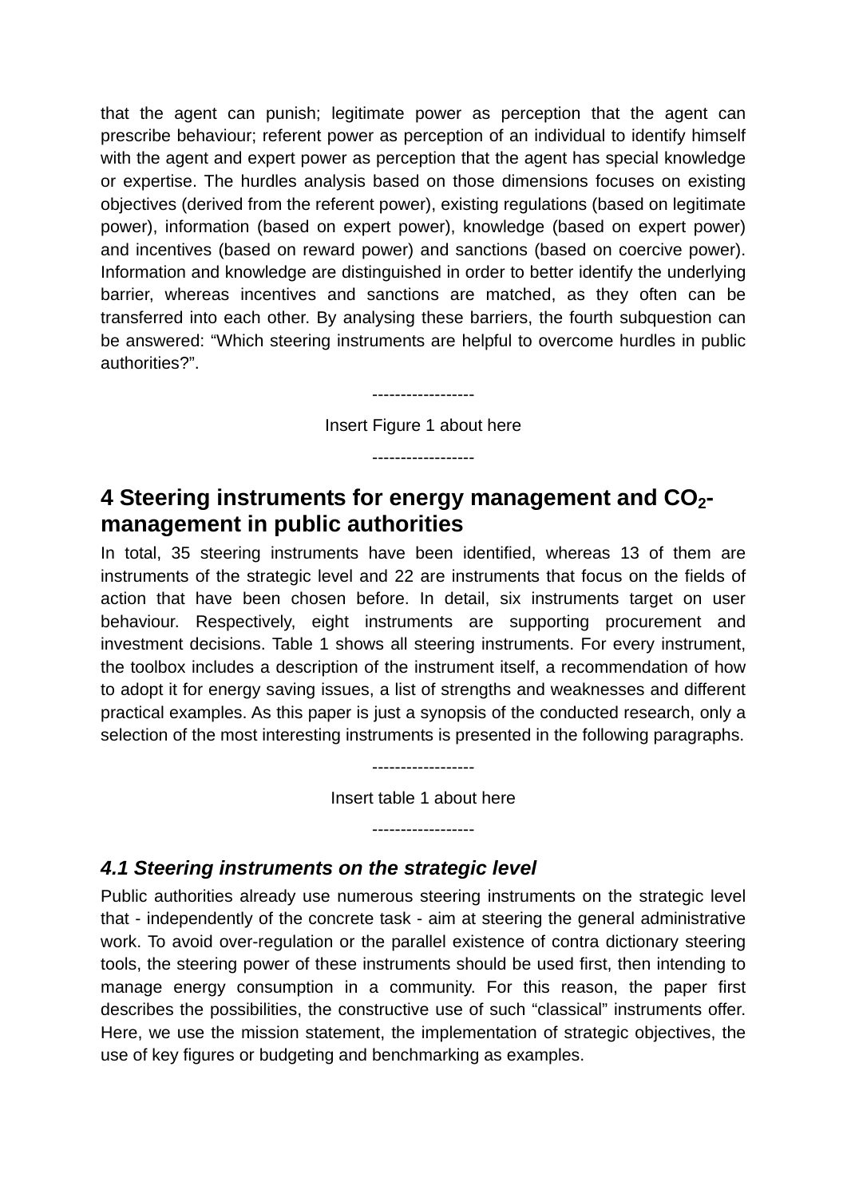that the agent can punish; legitimate power as perception that the agent can prescribe behaviour; referent power as perception of an individual to identify himself with the agent and expert power as perception that the agent has special knowledge or expertise. The hurdles analysis based on those dimensions focuses on existing objectives (derived from the referent power), existing regulations (based on legitimate power), information (based on expert power), knowledge (based on expert power) and incentives (based on reward power) and sanctions (based on coercive power). Information and knowledge are distinguished in order to better identify the underlying barrier, whereas incentives and sanctions are matched, as they often can be transferred into each other. By analysing these barriers, the fourth subquestion can be answered: “Which steering instruments are helpful to overcome hurdles in public authorities?”.

------------------

Insert Figure 1 about here

------------------

## 4 Steering instruments for energy management and $CO_2$-management in public authorities

In total, 35 steering instruments have been identified, whereas 13 of them are instruments of the strategic level and 22 are instruments that focus on the fields of action that have been chosen before. In detail, six instruments target on user behaviour. Respectively, eight instruments are supporting procurement and investment decisions. Table 1 shows all steering instruments. For every instrument, the toolbox includes a description of the instrument itself, a recommendation of how to adopt it for energy saving issues, a list of strengths and weaknesses and different practical examples. As this paper is just a synopsis of the conducted research, only a selection of the most interesting instruments is presented in the following paragraphs.

------------------

Insert table 1 about here

------------------

### *4.1 Steering instruments on the strategic level*

Public authorities already use numerous steering instruments on the strategic level that - independently of the concrete task - aim at steering the general administrative work. To avoid over-regulation or the parallel existence of contra dictionary steering tools, the steering power of these instruments should be used first, then intending to manage energy consumption in a community. For this reason, the paper first describes the possibilities, the constructive use of such “classical” instruments offer. Here, we use the mission statement, the implementation of strategic objectives, the use of key figures or budgeting and benchmarking as examples.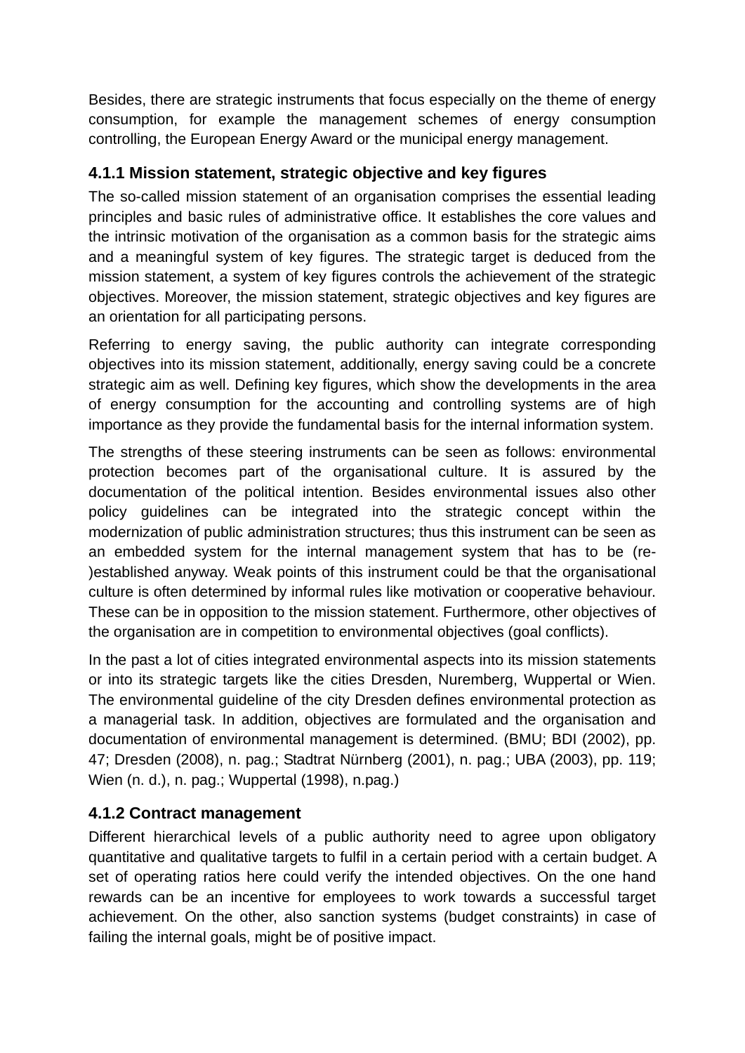Besides, there are strategic instruments that focus especially on the theme of energy consumption, for example the management schemes of energy consumption controlling, the European Energy Award or the municipal energy management.

### 4.1.1 Mission statement, strategic objective and key figures

The so-called mission statement of an organisation comprises the essential leading principles and basic rules of administrative office. It establishes the core values and the intrinsic motivation of the organisation as a common basis for the strategic aims and a meaningful system of key figures. The strategic target is deduced from the mission statement, a system of key figures controls the achievement of the strategic objectives. Moreover, the mission statement, strategic objectives and key figures are an orientation for all participating persons.

Referring to energy saving, the public authority can integrate corresponding objectives into its mission statement, additionally, energy saving could be a concrete strategic aim as well. Defining key figures, which show the developments in the area of energy consumption for the accounting and controlling systems are of high importance as they provide the fundamental basis for the internal information system.

The strengths of these steering instruments can be seen as follows: environmental protection becomes part of the organisational culture. It is assured by the documentation of the political intention. Besides environmental issues also other policy guidelines can be integrated into the strategic concept within the modernization of public administration structures; thus this instrument can be seen as an embedded system for the internal management system that has to be (re-)established anyway. Weak points of this instrument could be that the organisational culture is often determined by informal rules like motivation or cooperative behaviour. These can be in opposition to the mission statement. Furthermore, other objectives of the organisation are in competition to environmental objectives (goal conflicts).

In the past a lot of cities integrated environmental aspects into its mission statements or into its strategic targets like the cities Dresden, Nuremberg, Wuppertal or Wien. The environmental guideline of the city Dresden defines environmental protection as a managerial task. In addition, objectives are formulated and the organisation and documentation of environmental management is determined. (BMU; BDI (2002), pp. 47; Dresden (2008), n. pag.; Stadtrat Nürnberg (2001), n. pag.; UBA (2003), pp. 119; Wien (n. d.), n. pag.; Wuppertal (1998), n.pag.)

### 4.1.2 Contract management

Different hierarchical levels of a public authority need to agree upon obligatory quantitative and qualitative targets to fulfil in a certain period with a certain budget. A set of operating ratios here could verify the intended objectives. On the one hand rewards can be an incentive for employees to work towards a successful target achievement. On the other, also sanction systems (budget constraints) in case of failing the internal goals, might be of positive impact.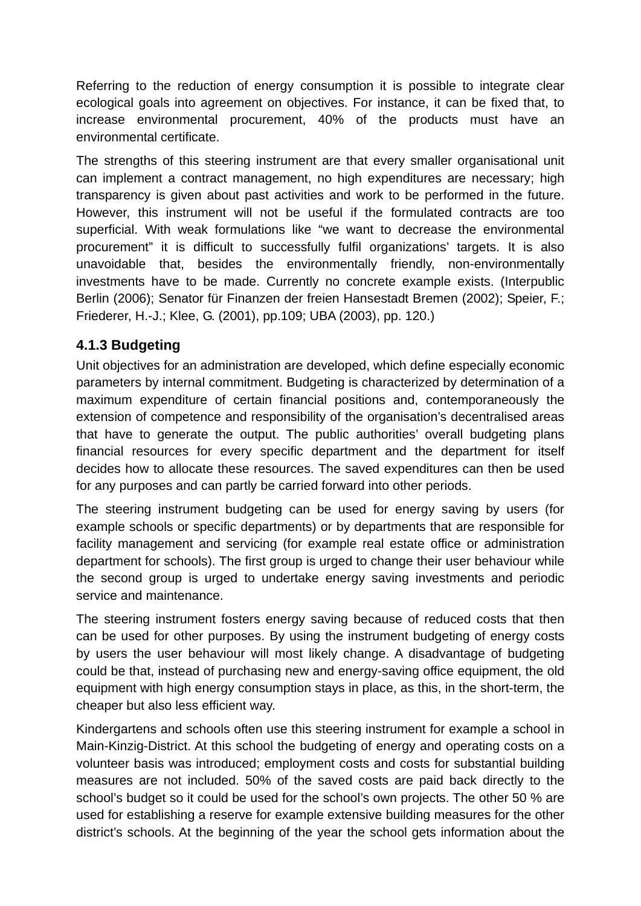Referring to the reduction of energy consumption it is possible to integrate clear ecological goals into agreement on objectives. For instance, it can be fixed that, to increase environmental procurement, 40% of the products must have an environmental certificate.

The strengths of this steering instrument are that every smaller organisational unit can implement a contract management, no high expenditures are necessary; high transparency is given about past activities and work to be performed in the future. However, this instrument will not be useful if the formulated contracts are too superficial. With weak formulations like "we want to decrease the environmental procurement" it is difficult to successfully fulfil organizations' targets. It is also unavoidable that, besides the environmentally friendly, non-environmentally investments have to be made. Currently no concrete example exists. (Interpublic Berlin (2006); Senator für Finanzen der freien Hansestadt Bremen (2002); Speier, F.; Friederer, H.-J.; Klee, G. (2001), pp.109; UBA (2003), pp. 120.)

### 4.1.3 Budgeting

Unit objectives for an administration are developed, which define especially economic parameters by internal commitment. Budgeting is characterized by determination of a maximum expenditure of certain financial positions and, contemporaneously the extension of competence and responsibility of the organisation's decentralised areas that have to generate the output. The public authorities' overall budgeting plans financial resources for every specific department and the department for itself decides how to allocate these resources. The saved expenditures can then be used for any purposes and can partly be carried forward into other periods.

The steering instrument budgeting can be used for energy saving by users (for example schools or specific departments) or by departments that are responsible for facility management and servicing (for example real estate office or administration department for schools). The first group is urged to change their user behaviour while the second group is urged to undertake energy saving investments and periodic service and maintenance.

The steering instrument fosters energy saving because of reduced costs that then can be used for other purposes. By using the instrument budgeting of energy costs by users the user behaviour will most likely change. A disadvantage of budgeting could be that, instead of purchasing new and energy-saving office equipment, the old equipment with high energy consumption stays in place, as this, in the short-term, the cheaper but also less efficient way.

Kindergartens and schools often use this steering instrument for example a school in Main-Kinzig-District. At this school the budgeting of energy and operating costs on a volunteer basis was introduced; employment costs and costs for substantial building measures are not included. 50% of the saved costs are paid back directly to the school's budget so it could be used for the school's own projects. The other 50 % are used for establishing a reserve for example extensive building measures for the other district's schools. At the beginning of the year the school gets information about the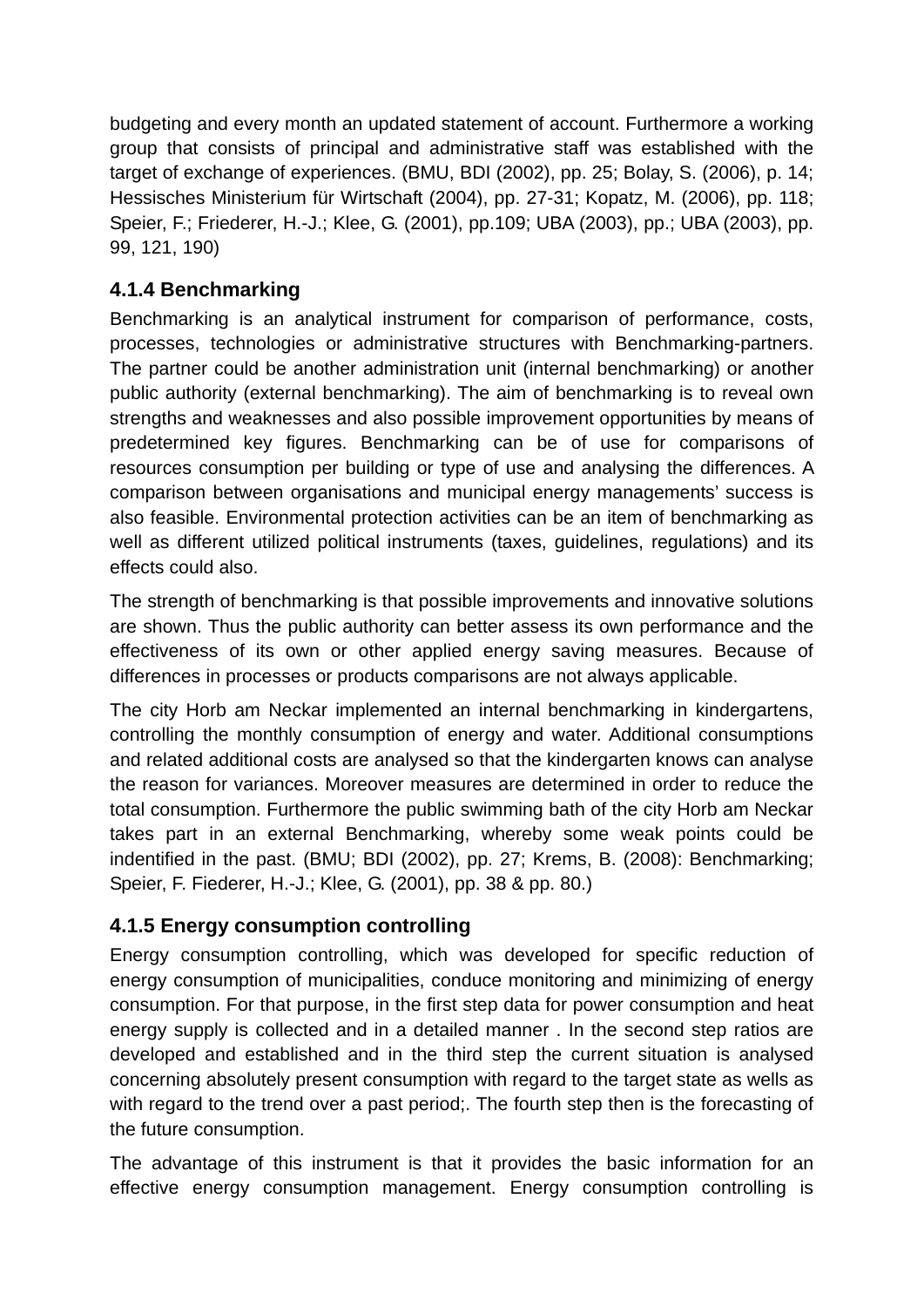budgeting and every month an updated statement of account. Furthermore a working group that consists of principal and administrative staff was established with the target of exchange of experiences. (BMU, BDI (2002), pp. 25; Bolay, S. (2006), p. 14; Hessisches Ministerium für Wirtschaft (2004), pp. 27-31; Kopatz, M. (2006), pp. 118; Speier, F.; Friederer, H.-J.; Klee, G. (2001), pp.109; UBA (2003), pp.; UBA (2003), pp. 99, 121, 190)

### 4.1.4 Benchmarking

Benchmarking is an analytical instrument for comparison of performance, costs, processes, technologies or administrative structures with Benchmarking-partners. The partner could be another administration unit (internal benchmarking) or another public authority (external benchmarking). The aim of benchmarking is to reveal own strengths and weaknesses and also possible improvement opportunities by means of predetermined key figures. Benchmarking can be of use for comparisons of resources consumption per building or type of use and analysing the differences. A comparison between organisations and municipal energy managements' success is also feasible. Environmental protection activities can be an item of benchmarking as well as different utilized political instruments (taxes, guidelines, regulations) and its effects could also.

The strength of benchmarking is that possible improvements and innovative solutions are shown. Thus the public authority can better assess its own performance and the effectiveness of its own or other applied energy saving measures. Because of differences in processes or products comparisons are not always applicable.

The city Horb am Neckar implemented an internal benchmarking in kindergartens, controlling the monthly consumption of energy and water. Additional consumptions and related additional costs are analysed so that the kindergarten knows can analyse the reason for variances. Moreover measures are determined in order to reduce the total consumption. Furthermore the public swimming bath of the city Horb am Neckar takes part in an external Benchmarking, whereby some weak points could be indentified in the past. (BMU; BDI (2002), pp. 27; Krems, B. (2008): Benchmarking; Speier, F. Fiederer, H.-J.; Klee, G. (2001), pp. 38 & pp. 80.)

### 4.1.5 Energy consumption controlling

Energy consumption controlling, which was developed for specific reduction of energy consumption of municipalities, conduce monitoring and minimizing of energy consumption. For that purpose, in the first step data for power consumption and heat energy supply is collected and in a detailed manner . In the second step ratios are developed and established and in the third step the current situation is analysed concerning absolutely present consumption with regard to the target state as wells as with regard to the trend over a past period;. The fourth step then is the forecasting of the future consumption.

The advantage of this instrument is that it provides the basic information for an effective energy consumption management. Energy consumption controlling is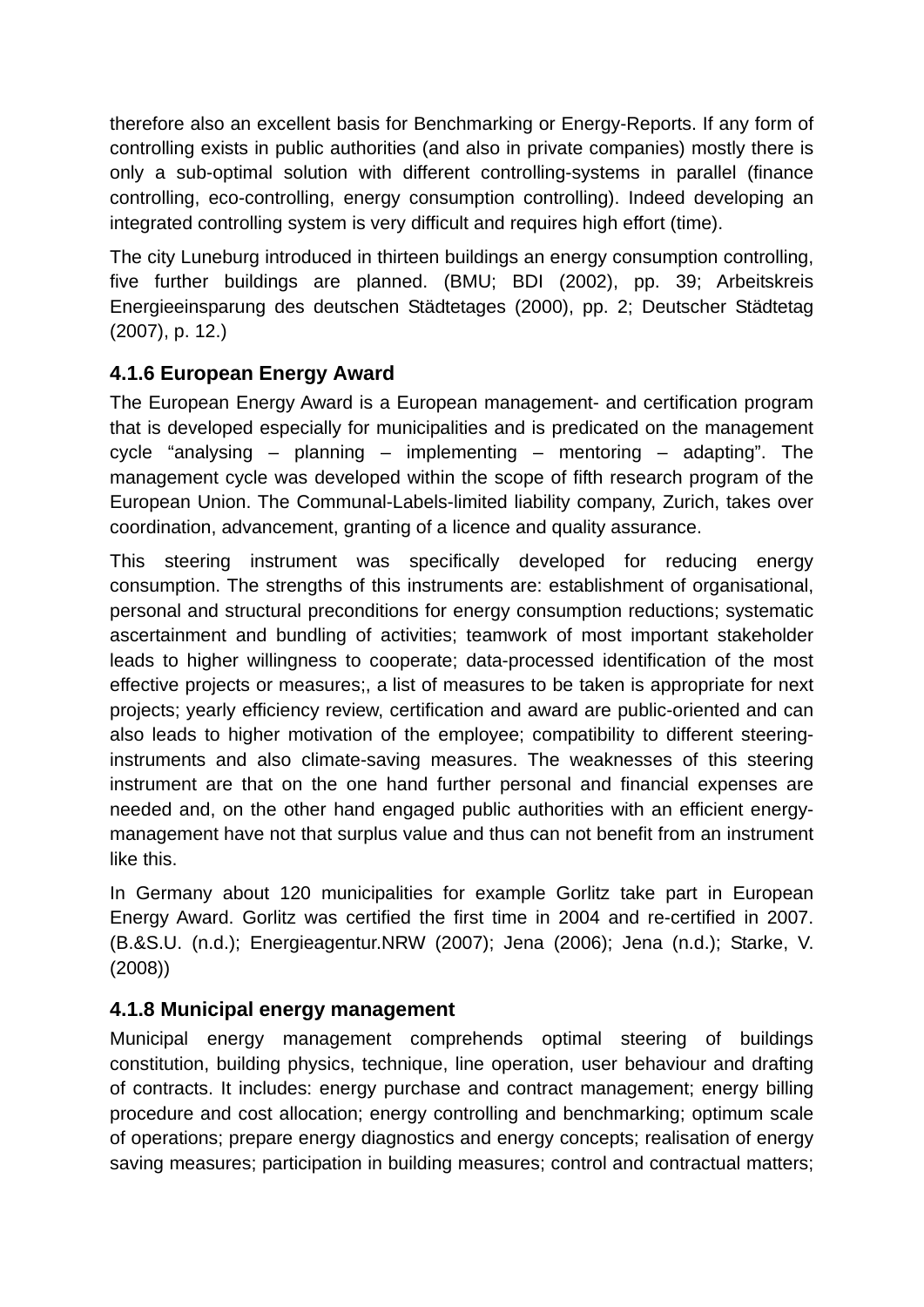therefore also an excellent basis for Benchmarking or Energy-Reports. If any form of controlling exists in public authorities (and also in private companies) mostly there is only a sub-optimal solution with different controlling-systems in parallel (finance controlling, eco-controlling, energy consumption controlling). Indeed developing an integrated controlling system is very difficult and requires high effort (time).

The city Luneburg introduced in thirteen buildings an energy consumption controlling, five further buildings are planned. (BMU; BDI (2002), pp. 39; Arbeitskreis Energieeinsparung des deutschen Städtetages (2000), pp. 2; Deutscher Städtetag (2007), p. 12.)

### 4.1.6 European Energy Award

The European Energy Award is a European management- and certification program that is developed especially for municipalities and is predicated on the management cycle "analysing – planning – implementing – mentoring – adapting". The management cycle was developed within the scope of fifth research program of the European Union. The Communal-Labels-limited liability company, Zurich, takes over coordination, advancement, granting of a licence and quality assurance.

This steering instrument was specifically developed for reducing energy consumption. The strengths of this instruments are: establishment of organisational, personal and structural preconditions for energy consumption reductions; systematic ascertainment and bundling of activities; teamwork of most important stakeholder leads to higher willingness to cooperate; data-processed identification of the most effective projects or measures;, a list of measures to be taken is appropriate for next projects; yearly efficiency review, certification and award are public-oriented and can also leads to higher motivation of the employee; compatibility to different steering-instruments and also climate-saving measures. The weaknesses of this steering instrument are that on the one hand further personal and financial expenses are needed and, on the other hand engaged public authorities with an efficient energy-management have not that surplus value and thus can not benefit from an instrument like this.

In Germany about 120 municipalities for example Gorlitz take part in European Energy Award. Gorlitz was certified the first time in 2004 and re-certified in 2007. (B.&S.U. (n.d.); Energieagentur.NRW (2007); Jena (2006); Jena (n.d.); Starke, V. (2008))

### 4.1.8 Municipal energy management

Municipal energy management comprehends optimal steering of buildings constitution, building physics, technique, line operation, user behaviour and drafting of contracts. It includes: energy purchase and contract management; energy billing procedure and cost allocation; energy controlling and benchmarking; optimum scale of operations; prepare energy diagnostics and energy concepts; realisation of energy saving measures; participation in building measures; control and contractual matters;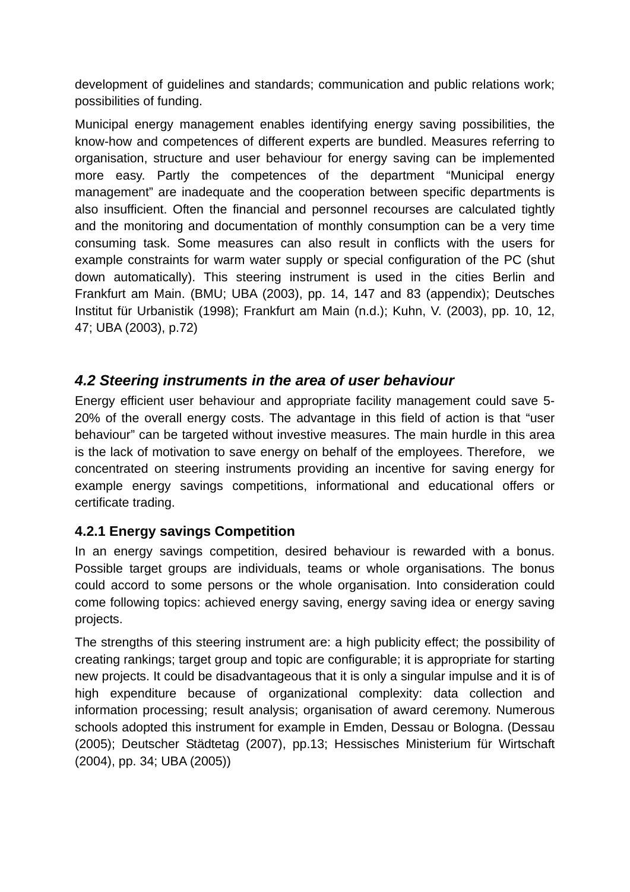development of guidelines and standards; communication and public relations work; possibilities of funding.

Municipal energy management enables identifying energy saving possibilities, the know-how and competences of different experts are bundled. Measures referring to organisation, structure and user behaviour for energy saving can be implemented more easy. Partly the competences of the department “Municipal energy management” are inadequate and the cooperation between specific departments is also insufficient. Often the financial and personnel recourses are calculated tightly and the monitoring and documentation of monthly consumption can be a very time consuming task. Some measures can also result in conflicts with the users for example constraints for warm water supply or special configuration of the PC (shut down automatically). This steering instrument is used in the cities Berlin and Frankfurt am Main. (BMU; UBA (2003), pp. 14, 147 and 83 (appendix); Deutsches Institut für Urbanistik (1998); Frankfurt am Main (n.d.); Kuhn, V. (2003), pp. 10, 12, 47; UBA (2003), p.72)

## *4.2 Steering instruments in the area of user behaviour*

Energy efficient user behaviour and appropriate facility management could save 5-20% of the overall energy costs. The advantage in this field of action is that “user behaviour” can be targeted without investive measures. The main hurdle in this area is the lack of motivation to save energy on behalf of the employees. Therefore, we concentrated on steering instruments providing an incentive for saving energy for example energy savings competitions, informational and educational offers or certificate trading.

### 4.2.1 Energy savings Competition

In an energy savings competition, desired behaviour is rewarded with a bonus. Possible target groups are individuals, teams or whole organisations. The bonus could accord to some persons or the whole organisation. Into consideration could come following topics: achieved energy saving, energy saving idea or energy saving projects.

The strengths of this steering instrument are: a high publicity effect; the possibility of creating rankings; target group and topic are configurable; it is appropriate for starting new projects. It could be disadvantageous that it is only a singular impulse and it is of high expenditure because of organizational complexity: data collection and information processing; result analysis; organisation of award ceremony. Numerous schools adopted this instrument for example in Emden, Dessau or Bologna. (Dessau (2005); Deutscher Städtetag (2007), pp.13; Hessisches Ministerium für Wirtschaft (2004), pp. 34; UBA (2005))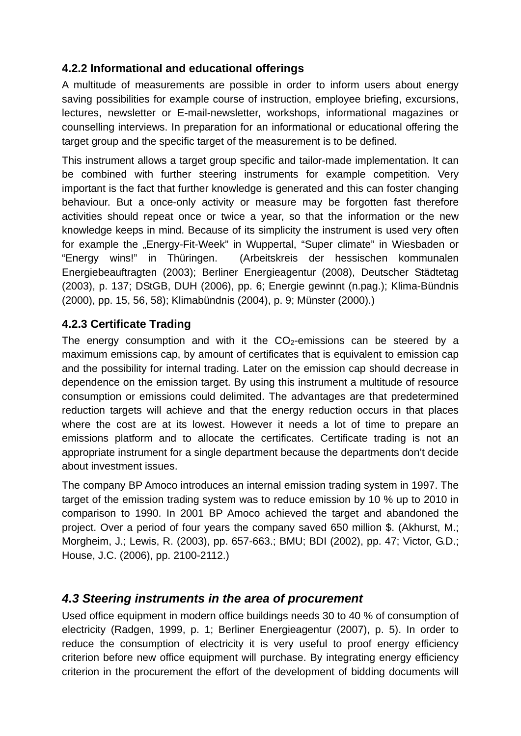### 4.2.2 Informational and educational offerings

A multitude of measurements are possible in order to inform users about energy saving possibilities for example course of instruction, employee briefing, excursions, lectures, newsletter or E-mail-newsletter, workshops, informational magazines or counselling interviews. In preparation for an informational or educational offering the target group and the specific target of the measurement is to be defined.

This instrument allows a target group specific and tailor-made implementation. It can be combined with further steering instruments for example competition. Very important is the fact that further knowledge is generated and this can foster changing behaviour. But a once-only activity or measure may be forgotten fast therefore activities should repeat once or twice a year, so that the information or the new knowledge keeps in mind. Because of its simplicity the instrument is used very often for example the „Energy-Fit-Week" in Wuppertal, "Super climate" in Wiesbaden or "Energy wins!" in Thüringen. (Arbeitskreis der hessischen kommunalen Energiebeauftragten (2003); Berliner Energieagentur (2008), Deutscher Städtetag (2003), p. 137; DStGB, DUH (2006), pp. 6; Energie gewinnt (n.pag.); Klima-Bündnis (2000), pp. 15, 56, 58); Klimabündnis (2004), p. 9; Münster (2000).)

### 4.2.3 Certificate Trading

The energy consumption and with it the $CO_2$-emissions can be steered by a maximum emissions cap, by amount of certificates that is equivalent to emission cap and the possibility for internal trading. Later on the emission cap should decrease in dependence on the emission target. By using this instrument a multitude of resource consumption or emissions could delimited. The advantages are that predetermined reduction targets will achieve and that the energy reduction occurs in that places where the cost are at its lowest. However it needs a lot of time to prepare an emissions platform and to allocate the certificates. Certificate trading is not an appropriate instrument for a single department because the departments don't decide about investment issues.

The company BP Amoco introduces an internal emission trading system in 1997. The target of the emission trading system was to reduce emission by 10 % up to 2010 in comparison to 1990. In 2001 BP Amoco achieved the target and abandoned the project. Over a period of four years the company saved 650 million $. (Akhurst, M.; Morgheim, J.; Lewis, R. (2003), pp. 657-663.; BMU; BDI (2002), pp. 47; Victor, G.D.; House, J.C. (2006), pp. 2100-2112.)

## *4.3 Steering instruments in the area of procurement*

Used office equipment in modern office buildings needs 30 to 40 % of consumption of electricity (Radgen, 1999, p. 1; Berliner Energieagentur (2007), p. 5). In order to reduce the consumption of electricity it is very useful to proof energy efficiency criterion before new office equipment will purchase. By integrating energy efficiency criterion in the procurement the effort of the development of bidding documents will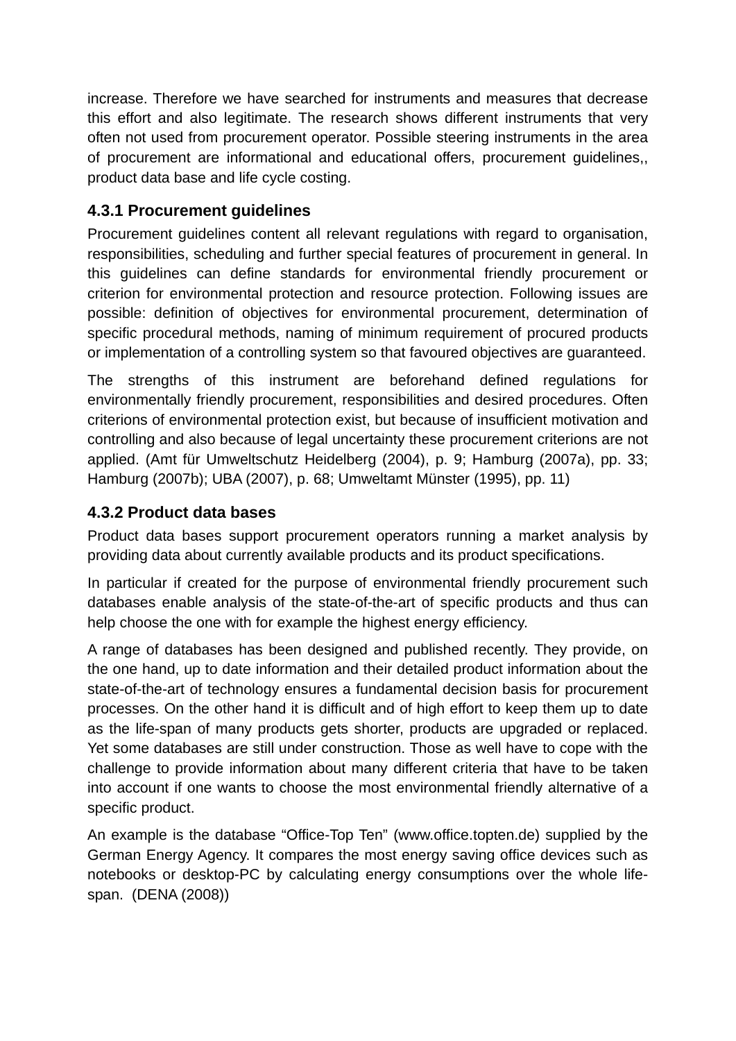increase. Therefore we have searched for instruments and measures that decrease this effort and also legitimate. The research shows different instruments that very often not used from procurement operator. Possible steering instruments in the area of procurement are informational and educational offers, procurement guidelines,, product data base and life cycle costing.

### 4.3.1 Procurement guidelines

Procurement guidelines content all relevant regulations with regard to organisation, responsibilities, scheduling and further special features of procurement in general. In this guidelines can define standards for environmental friendly procurement or criterion for environmental protection and resource protection. Following issues are possible: definition of objectives for environmental procurement, determination of specific procedural methods, naming of minimum requirement of procured products or implementation of a controlling system so that favoured objectives are guaranteed.

The strengths of this instrument are beforehand defined regulations for environmentally friendly procurement, responsibilities and desired procedures. Often criterions of environmental protection exist, but because of insufficient motivation and controlling and also because of legal uncertainty these procurement criterions are not applied. (Amt für Umweltschutz Heidelberg (2004), p. 9; Hamburg (2007a), pp. 33; Hamburg (2007b); UBA (2007), p. 68; Umweltamt Münster (1995), pp. 11)

### 4.3.2 Product data bases

Product data bases support procurement operators running a market analysis by providing data about currently available products and its product specifications.

In particular if created for the purpose of environmental friendly procurement such databases enable analysis of the state-of-the-art of specific products and thus can help choose the one with for example the highest energy efficiency.

A range of databases has been designed and published recently. They provide, on the one hand, up to date information and their detailed product information about the state-of-the-art of technology ensures a fundamental decision basis for procurement processes. On the other hand it is difficult and of high effort to keep them up to date as the life-span of many products gets shorter, products are upgraded or replaced. Yet some databases are still under construction. Those as well have to cope with the challenge to provide information about many different criteria that have to be taken into account if one wants to choose the most environmental friendly alternative of a specific product.

An example is the database “Office-Top Ten” (www.office.topten.de) supplied by the German Energy Agency. It compares the most energy saving office devices such as notebooks or desktop-PC by calculating energy consumptions over the whole life-span. (DENA (2008))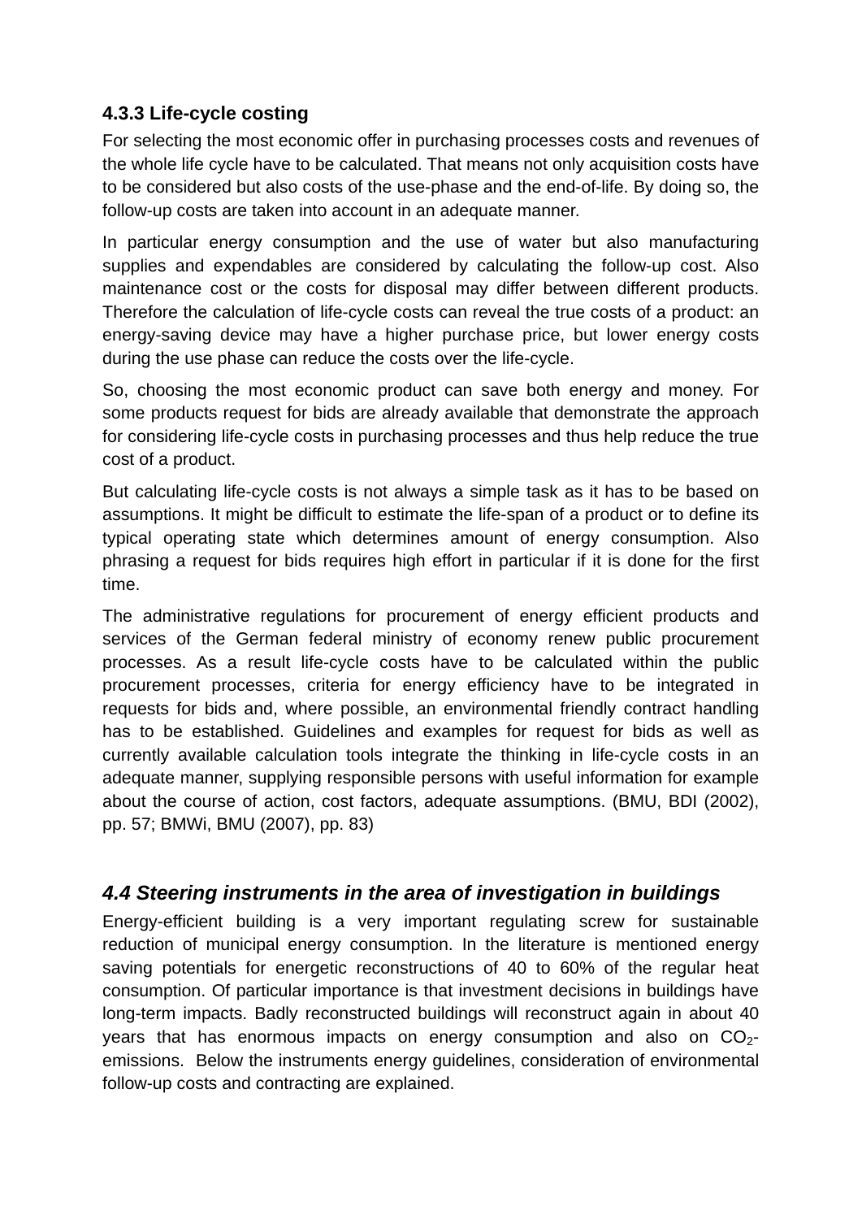### 4.3.3 Life-cycle costing

For selecting the most economic offer in purchasing processes costs and revenues of the whole life cycle have to be calculated. That means not only acquisition costs have to be considered but also costs of the use-phase and the end-of-life. By doing so, the follow-up costs are taken into account in an adequate manner.

In particular energy consumption and the use of water but also manufacturing supplies and expendables are considered by calculating the follow-up cost. Also maintenance cost or the costs for disposal may differ between different products. Therefore the calculation of life-cycle costs can reveal the true costs of a product: an energy-saving device may have a higher purchase price, but lower energy costs during the use phase can reduce the costs over the life-cycle.

So, choosing the most economic product can save both energy and money. For some products request for bids are already available that demonstrate the approach for considering life-cycle costs in purchasing processes and thus help reduce the true cost of a product.

But calculating life-cycle costs is not always a simple task as it has to be based on assumptions. It might be difficult to estimate the life-span of a product or to define its typical operating state which determines amount of energy consumption. Also phrasing a request for bids requires high effort in particular if it is done for the first time.

The administrative regulations for procurement of energy efficient products and services of the German federal ministry of economy renew public procurement processes. As a result life-cycle costs have to be calculated within the public procurement processes, criteria for energy efficiency have to be integrated in requests for bids and, where possible, an environmental friendly contract handling has to be established. Guidelines and examples for request for bids as well as currently available calculation tools integrate the thinking in life-cycle costs in an adequate manner, supplying responsible persons with useful information for example about the course of action, cost factors, adequate assumptions. (BMU, BDI (2002), pp. 57; BMWi, BMU (2007), pp. 83)

## *4.4 Steering instruments in the area of investigation in buildings*

Energy-efficient building is a very important regulating screw for sustainable reduction of municipal energy consumption. In the literature is mentioned energy saving potentials for energetic reconstructions of 40 to 60% of the regular heat consumption. Of particular importance is that investment decisions in buildings have long-term impacts. Badly reconstructed buildings will reconstruct again in about 40 years that has enormous impacts on energy consumption and also on $CO_2$-emissions. Below the instruments energy guidelines, consideration of environmental follow-up costs and contracting are explained.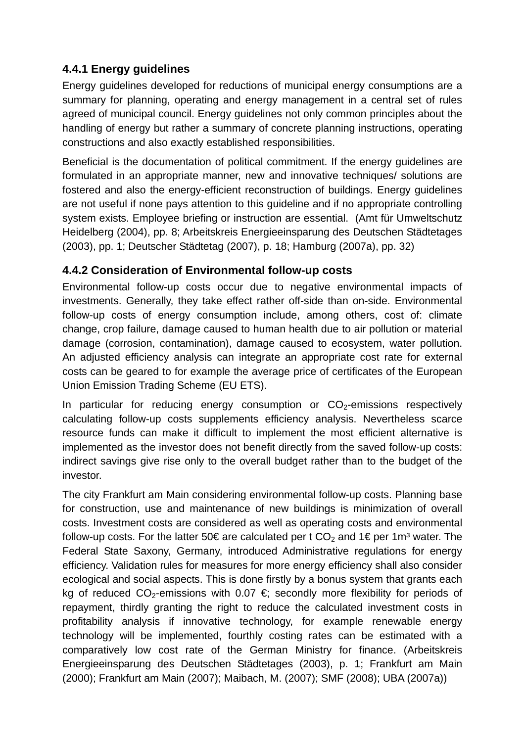### 4.4.1 Energy guidelines

Energy guidelines developed for reductions of municipal energy consumptions are a summary for planning, operating and energy management in a central set of rules agreed of municipal council. Energy guidelines not only common principles about the handling of energy but rather a summary of concrete planning instructions, operating constructions and also exactly established responsibilities.

Beneficial is the documentation of political commitment. If the energy guidelines are formulated in an appropriate manner, new and innovative techniques/ solutions are fostered and also the energy-efficient reconstruction of buildings. Energy guidelines are not useful if none pays attention to this guideline and if no appropriate controlling system exists. Employee briefing or instruction are essential. (Amt für Umweltschutz Heidelberg (2004), pp. 8; Arbeitskreis Energieeinsparung des Deutschen Städtetages (2003), pp. 1; Deutscher Städtetag (2007), p. 18; Hamburg (2007a), pp. 32)

### 4.4.2 Consideration of Environmental follow-up costs

Environmental follow-up costs occur due to negative environmental impacts of investments. Generally, they take effect rather off-side than on-side. Environmental follow-up costs of energy consumption include, among others, cost of: climate change, crop failure, damage caused to human health due to air pollution or material damage (corrosion, contamination), damage caused to ecosystem, water pollution. An adjusted efficiency analysis can integrate an appropriate cost rate for external costs can be geared to for example the average price of certificates of the European Union Emission Trading Scheme (EU ETS).

In particular for reducing energy consumption or $CO_2$-emissions respectively calculating follow-up costs supplements efficiency analysis. Nevertheless scarce resource funds can make it difficult to implement the most efficient alternative is implemented as the investor does not benefit directly from the saved follow-up costs: indirect savings give rise only to the overall budget rather than to the budget of the investor.

The city Frankfurt am Main considering environmental follow-up costs. Planning base for construction, use and maintenance of new buildings is minimization of overall costs. Investment costs are considered as well as operating costs and environmental follow-up costs. For the latter 50€ are calculated per t $CO_2$ and 1€ per 1m³ water. The Federal State Saxony, Germany, introduced Administrative regulations for energy efficiency. Validation rules for measures for more energy efficiency shall also consider ecological and social aspects. This is done firstly by a bonus system that grants each kg of reduced $CO_2$-emissions with 0.07 €; secondly more flexibility for periods of repayment, thirdly granting the right to reduce the calculated investment costs in profitability analysis if innovative technology, for example renewable energy technology will be implemented, fourthly costing rates can be estimated with a comparatively low cost rate of the German Ministry for finance. (Arbeitskreis Energieeinsparung des Deutschen Städtetages (2003), p. 1; Frankfurt am Main (2000); Frankfurt am Main (2007); Maibach, M. (2007); SMF (2008); UBA (2007a))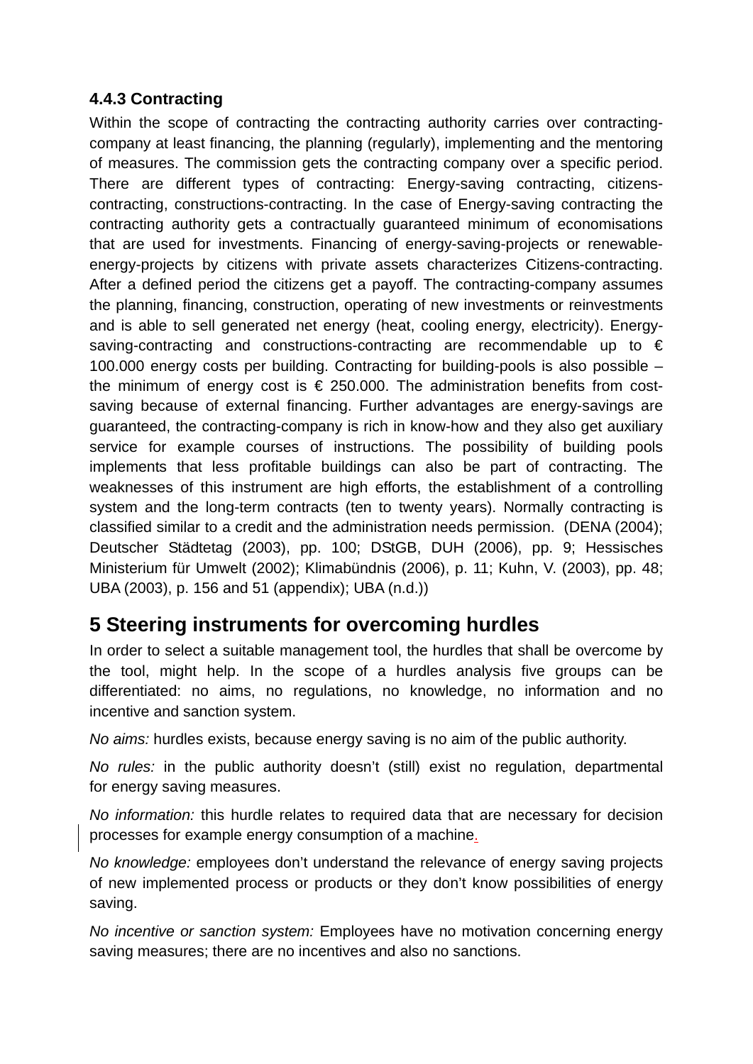### 4.4.3 Contracting

Within the scope of contracting the contracting authority carries over contracting-company at least financing, the planning (regularly), implementing and the mentoring of measures. The commission gets the contracting company over a specific period. There are different types of contracting: Energy-saving contracting, citizens-contracting, constructions-contracting. In the case of Energy-saving contracting the contracting authority gets a contractually guaranteed minimum of economisations that are used for investments. Financing of energy-saving-projects or renewable-energy-projects by citizens with private assets characterizes Citizens-contracting. After a defined period the citizens get a payoff. The contracting-company assumes the planning, financing, construction, operating of new investments or reinvestments and is able to sell generated net energy (heat, cooling energy, electricity). Energy-saving-contracting and constructions-contracting are recommendable up to € 100.000 energy costs per building. Contracting for building-pools is also possible – the minimum of energy cost is € 250.000. The administration benefits from cost-saving because of external financing. Further advantages are energy-savings are guaranteed, the contracting-company is rich in know-how and they also get auxiliary service for example courses of instructions. The possibility of building pools implements that less profitable buildings can also be part of contracting. The weaknesses of this instrument are high efforts, the establishment of a controlling system and the long-term contracts (ten to twenty years). Normally contracting is classified similar to a credit and the administration needs permission. (DENA (2004); Deutscher Städtetag (2003), pp. 100; DStGB, DUH (2006), pp. 9; Hessisches Ministerium für Umwelt (2002); Klimabündnis (2006), p. 11; Kuhn, V. (2003), pp. 48; UBA (2003), p. 156 and 51 (appendix); UBA (n.d.))

## 5 Steering instruments for overcoming hurdles

In order to select a suitable management tool, the hurdles that shall be overcome by the tool, might help. In the scope of a hurdles analysis five groups can be differentiated: no aims, no regulations, no knowledge, no information and no incentive and sanction system.

*No aims:* hurdles exists, because energy saving is no aim of the public authority.

*No rules:* in the public authority doesn't (still) exist no regulation, departmental for energy saving measures.

*No information:* this hurdle relates to required data that are necessary for decision processes for example energy consumption of a machine.

*No knowledge:* employees don't understand the relevance of energy saving projects of new implemented process or products or they don't know possibilities of energy saving.

*No incentive or sanction system:* Employees have no motivation concerning energy saving measures; there are no incentives and also no sanctions.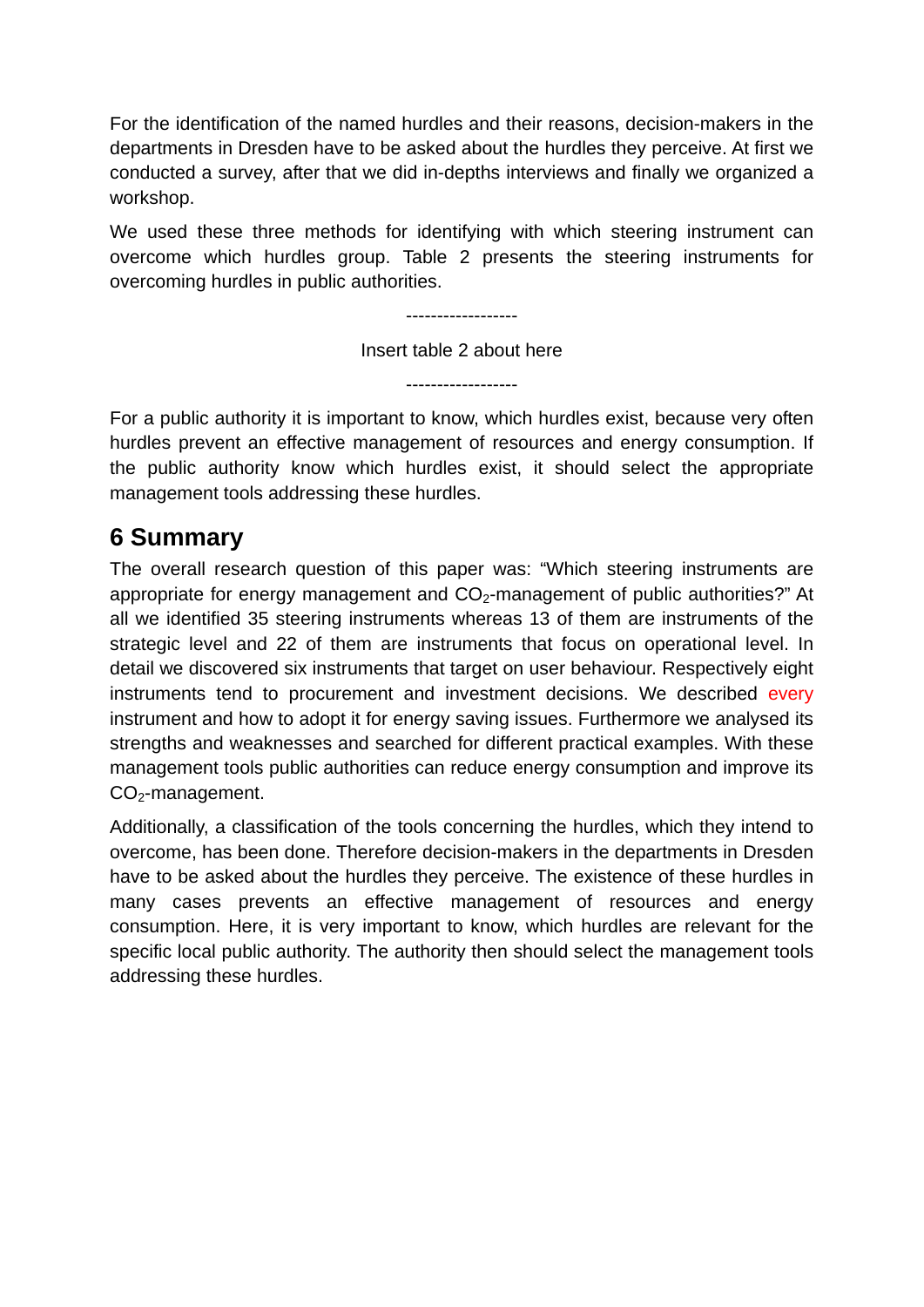For the identification of the named hurdles and their reasons, decision-makers in the departments in Dresden have to be asked about the hurdles they perceive. At first we conducted a survey, after that we did in-depths interviews and finally we organized a workshop.

We used these three methods for identifying with which steering instrument can overcome which hurdles group. Table 2 presents the steering instruments for overcoming hurdles in public authorities.

------------------

Insert table 2 about here

------------------

For a public authority it is important to know, which hurdles exist, because very often hurdles prevent an effective management of resources and energy consumption. If the public authority know which hurdles exist, it should select the appropriate management tools addressing these hurdles.

## 6 Summary

The overall research question of this paper was: "Which steering instruments are appropriate for energy management and $CO_2$-management of public authorities?" At all we identified 35 steering instruments whereas 13 of them are instruments of the strategic level and 22 of them are instruments that focus on operational level. In detail we discovered six instruments that target on user behaviour. Respectively eight instruments tend to procurement and investment decisions. We described every instrument and how to adopt it for energy saving issues. Furthermore we analysed its strengths and weaknesses and searched for different practical examples. With these management tools public authorities can reduce energy consumption and improve its $CO_2$-management.

Additionally, a classification of the tools concerning the hurdles, which they intend to overcome, has been done. Therefore decision-makers in the departments in Dresden have to be asked about the hurdles they perceive. The existence of these hurdles in many cases prevents an effective management of resources and energy consumption. Here, it is very important to know, which hurdles are relevant for the specific local public authority. The authority then should select the management tools addressing these hurdles.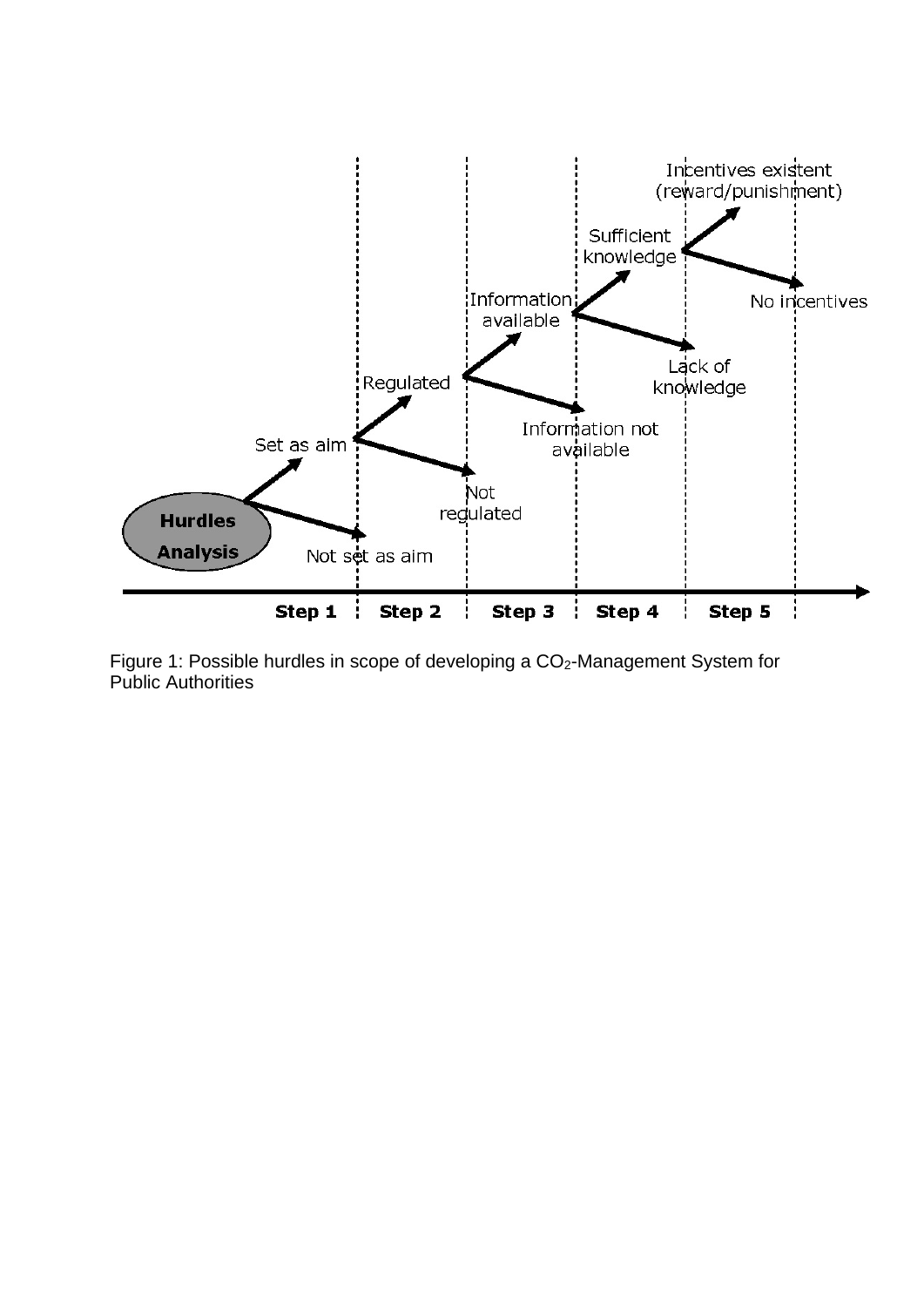Hurdles Analysis

| Step 1 | Step 2 | Step 3 | Step 4 | Step 5 |
| --- | --- | --- | --- | --- |
| Set as aim / Not set as aim | Regulated / Not regulated | Information available / Information not available | Sufficient knowledge / Lack of knowledge | Incentives existent (reward/punishment) / No incentives |

Figure 1: Possible hurdles in scope of developing a $CO_2$-Management System for Public Authorities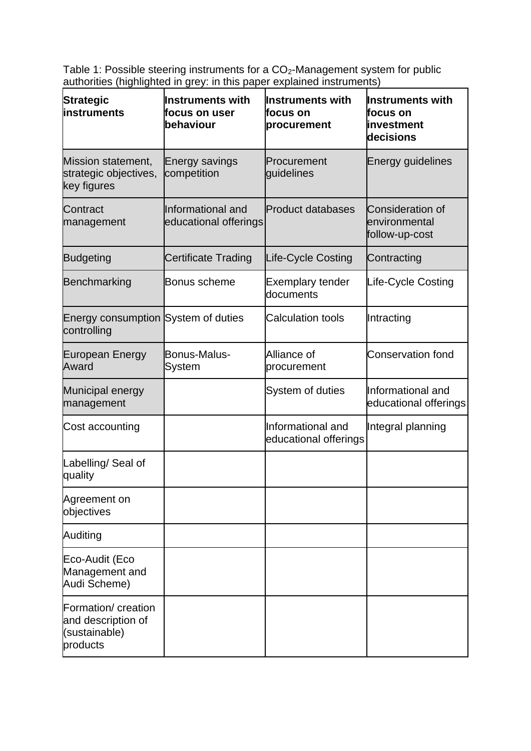Table 1: Possible steering instruments for a $CO_2$-Management system for public authorities (highlighted in grey: in this paper explained instruments)

| **Strategic instruments** | **Instruments with focus on user behaviour** | **Instruments with focus on procurement** | **Instruments with focus on investment decisions** |
|---|---|---|---|
| Mission statement, strategic objectives, key figures | Energy savings competition | Procurement guidelines | Energy guidelines |
| Contract management | Informational and educational offerings | Product databases | Consideration of environmental follow-up-cost |
| Budgeting | Certificate Trading | Life-Cycle Costing | Contracting |
| Benchmarking | Bonus scheme | Exemplary tender documents | Life-Cycle Costing |
| Energy consumption controlling | System of duties | Calculation tools | Intracting |
| European Energy Award | Bonus-Malus-System | Alliance of procurement | Conservation fond |
| Municipal energy management | | System of duties | Informational and educational offerings |
| Cost accounting | | Informational and educational offerings | Integral planning |
| Labelling/ Seal of quality | | | |
| Agreement on objectives | | | |
| Auditing | | | |
| Eco-Audit (Eco Management and Audi Scheme) | | | |
| Formation/ creation and description of (sustainable) products | | | |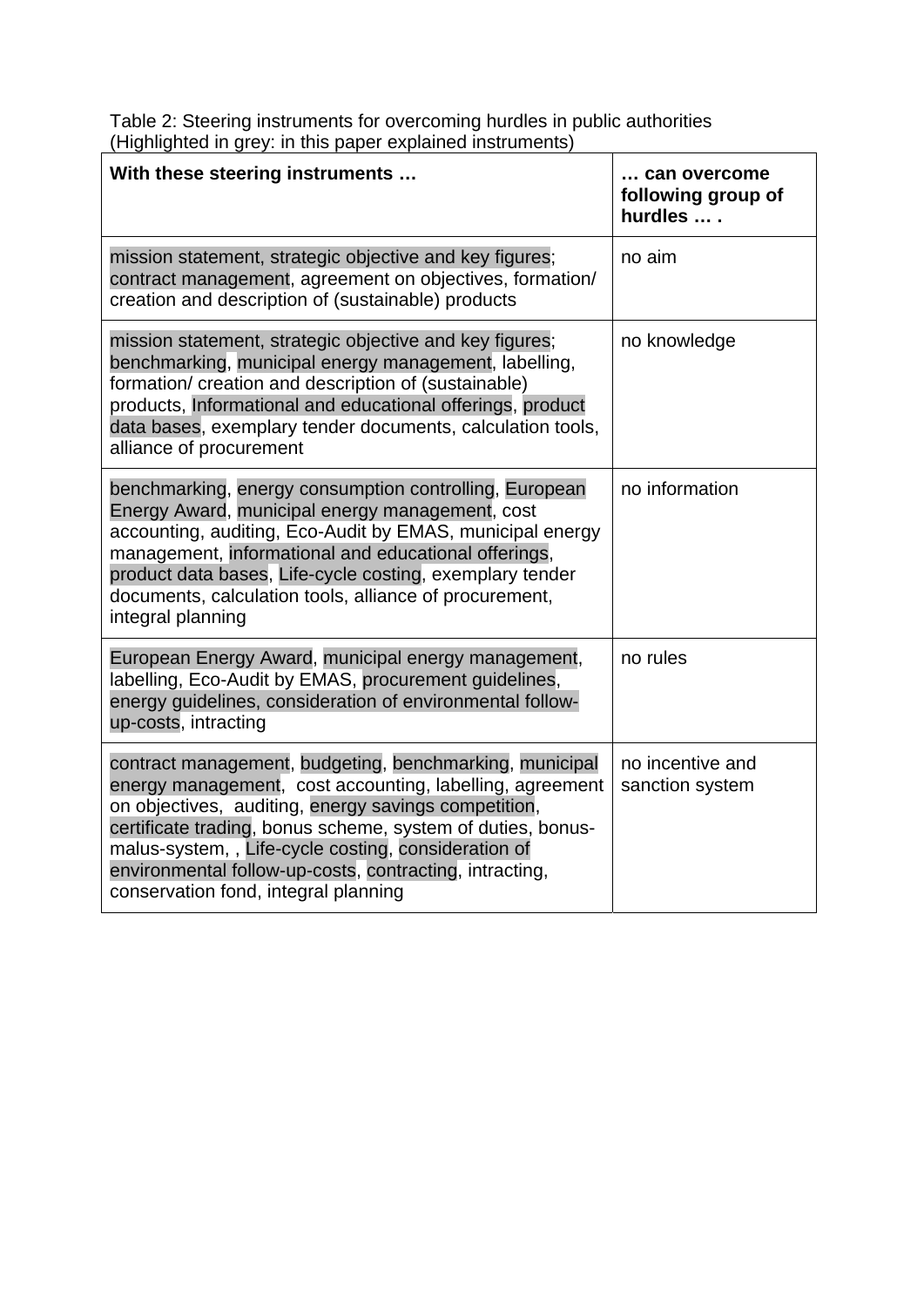Table 2: Steering instruments for overcoming hurdles in public authorities
(Highlighted in grey: in this paper explained instruments)

| With these steering instruments … | … can overcome following group of hurdles … . |
|---|---|
| mission statement, strategic objective and key figures; contract management, agreement on objectives, formation/ creation and description of (sustainable) products | no aim |
| mission statement, strategic objective and key figures; benchmarking, municipal energy management, labelling, formation/ creation and description of (sustainable) products, Informational and educational offerings, product data bases, exemplary tender documents, calculation tools, alliance of procurement | no knowledge |
| benchmarking, energy consumption controlling, European Energy Award, municipal energy management, cost accounting, auditing, Eco-Audit by EMAS, municipal energy management, informational and educational offerings, product data bases, Life-cycle costing, exemplary tender documents, calculation tools, alliance of procurement, integral planning | no information |
| European Energy Award, municipal energy management, labelling, Eco-Audit by EMAS, procurement guidelines, energy guidelines, consideration of environmental follow-up-costs, intracting | no rules |
| contract management, budgeting, benchmarking, municipal energy management, cost accounting, labelling, agreement on objectives, auditing, energy savings competition, certificate trading, bonus scheme, system of duties, bonus-malus-system, , Life-cycle costing, consideration of environmental follow-up-costs, contracting, intracting, conservation fond, integral planning | no incentive and sanction system |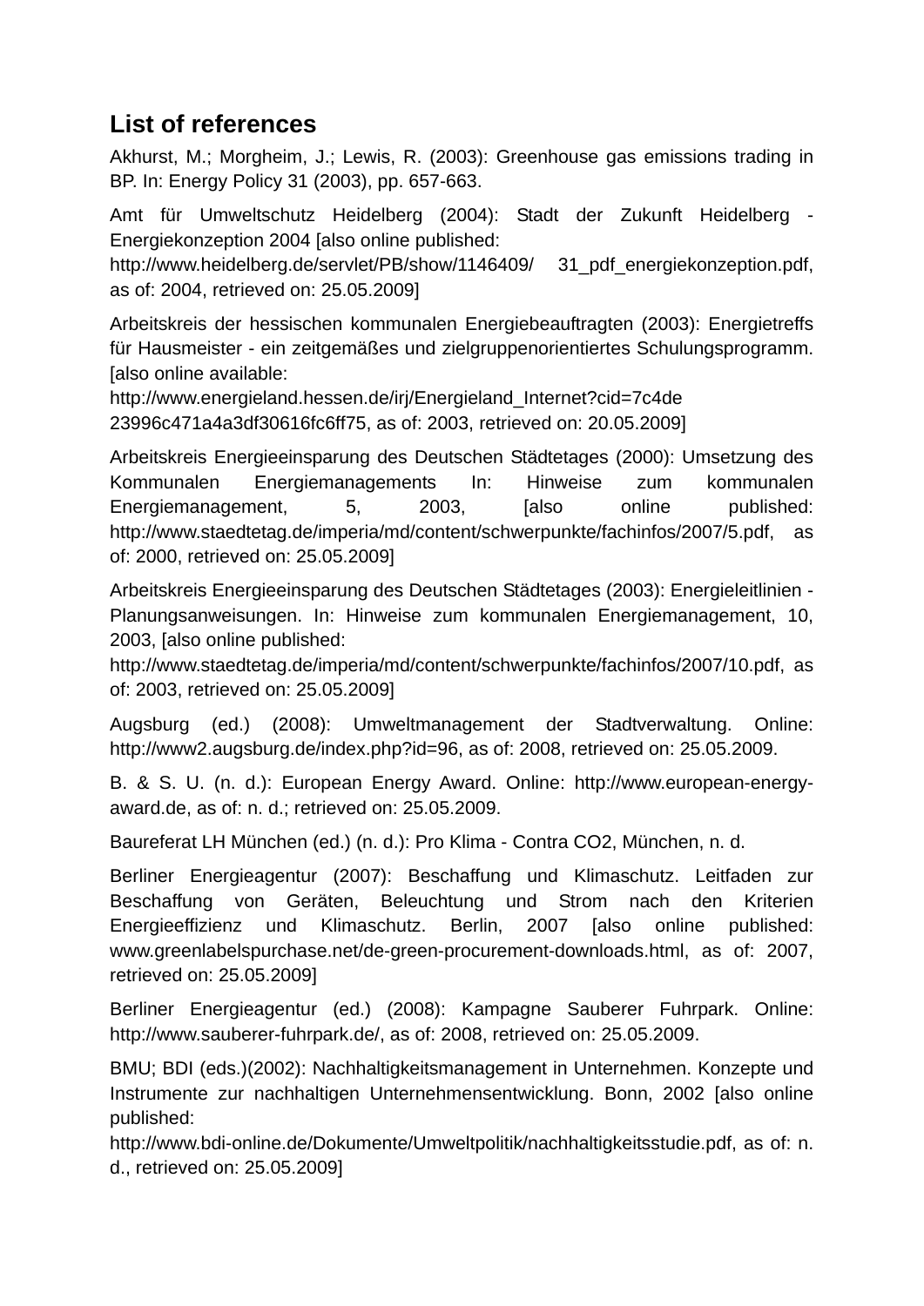## List of references

Akhurst, M.; Morgheim, J.; Lewis, R. (2003): Greenhouse gas emissions trading in BP. In: Energy Policy 31 (2003), pp. 657-663.

Amt für Umweltschutz Heidelberg (2004): Stadt der Zukunft Heidelberg - Energiekonzeption 2004 [also online published: http://www.heidelberg.de/servlet/PB/show/1146409/ 31_pdf_energiekonzeption.pdf, as of: 2004, retrieved on: 25.05.2009]

Arbeitskreis der hessischen kommunalen Energiebeauftragten (2003): Energietreffs für Hausmeister - ein zeitgemäßes und zielgruppenorientiertes Schulungsprogramm. [also online available: http://www.energieland.hessen.de/irj/Energieland_Internet?cid=7c4de 23996c471a4a3df30616fc6ff75, as of: 2003, retrieved on: 20.05.2009]

Arbeitskreis Energieeinsparung des Deutschen Städtetages (2000): Umsetzung des Kommunalen Energiemanagements In: Hinweise zum kommunalen Energiemanagement, 5, 2003, [also online published: http://www.staedtetag.de/imperia/md/content/schwerpunkte/fachinfos/2007/5.pdf, as of: 2000, retrieved on: 25.05.2009]

Arbeitskreis Energieeinsparung des Deutschen Städtetages (2003): Energieleitlinien - Planungsanweisungen. In: Hinweise zum kommunalen Energiemanagement, 10, 2003, [also online published: http://www.staedtetag.de/imperia/md/content/schwerpunkte/fachinfos/2007/10.pdf, as of: 2003, retrieved on: 25.05.2009]

Augsburg (ed.) (2008): Umweltmanagement der Stadtverwaltung. Online: http://www2.augsburg.de/index.php?id=96, as of: 2008, retrieved on: 25.05.2009.

B. & S. U. (n. d.): European Energy Award. Online: http://www.european-energy-award.de, as of: n. d.; retrieved on: 25.05.2009.

Baureferat LH München (ed.) (n. d.): Pro Klima - Contra CO2, München, n. d.

Berliner Energieagentur (2007): Beschaffung und Klimaschutz. Leitfaden zur Beschaffung von Geräten, Beleuchtung und Strom nach den Kriterien Energieeffizienz und Klimaschutz. Berlin, 2007 [also online published: www.greenlabelspurchase.net/de-green-procurement-downloads.html, as of: 2007, retrieved on: 25.05.2009]

Berliner Energieagentur (ed.) (2008): Kampagne Sauberer Fuhrpark. Online: http://www.sauberer-fuhrpark.de/, as of: 2008, retrieved on: 25.05.2009.

BMU; BDI (eds.)(2002): Nachhaltigkeitsmanagement in Unternehmen. Konzepte und Instrumente zur nachhaltigen Unternehmensentwicklung. Bonn, 2002 [also online published: http://www.bdi-online.de/Dokumente/Umweltpolitik/nachhaltigkeitsstudie.pdf, as of: n. d., retrieved on: 25.05.2009]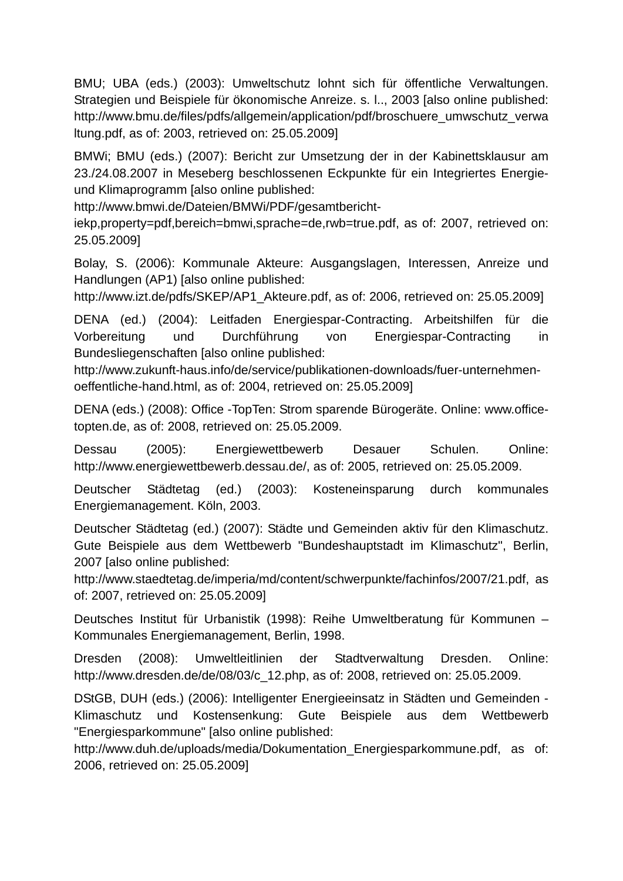BMU; UBA (eds.) (2003): Umweltschutz lohnt sich für öffentliche Verwaltungen. Strategien und Beispiele für ökonomische Anreize. s. l.., 2003 [also online published: http://www.bmu.de/files/pdfs/allgemein/application/pdf/broschuere_umwschutz_verwaltung.pdf, as of: 2003, retrieved on: 25.05.2009]

BMWi; BMU (eds.) (2007): Bericht zur Umsetzung der in der Kabinettsklausur am 23./24.08.2007 in Meseberg beschlossenen Eckpunkte für ein Integriertes Energie- und Klimaprogramm [also online published: http://www.bmwi.de/Dateien/BMWi/PDF/gesamtbericht-iekp,property=pdf,bereich=bmwi,sprache=de,rwb=true.pdf, as of: 2007, retrieved on: 25.05.2009]

Bolay, S. (2006): Kommunale Akteure: Ausgangslagen, Interessen, Anreize und Handlungen (AP1) [also online published: http://www.izt.de/pdfs/SKEP/AP1_Akteure.pdf, as of: 2006, retrieved on: 25.05.2009]

DENA (ed.) (2004): Leitfaden Energiespar-Contracting. Arbeitshilfen für die Vorbereitung und Durchführung von Energiespar-Contracting in Bundesliegenschaften [also online published: http://www.zukunft-haus.info/de/service/publikationen-downloads/fuer-unternehmen-oeffentliche-hand.html, as of: 2004, retrieved on: 25.05.2009]

DENA (eds.) (2008): Office -TopTen: Strom sparende Bürogeräte. Online: www.office-topten.de, as of: 2008, retrieved on: 25.05.2009.

Dessau (2005): Energiewettbewerb Desauer Schulen. Online: http://www.energiewettbewerb.dessau.de/, as of: 2005, retrieved on: 25.05.2009.

Deutscher Städtetag (ed.) (2003): Kosteneinsparung durch kommunales Energiemanagement. Köln, 2003.

Deutscher Städtetag (ed.) (2007): Städte und Gemeinden aktiv für den Klimaschutz. Gute Beispiele aus dem Wettbewerb "Bundeshauptstadt im Klimaschutz", Berlin, 2007 [also online published: http://www.staedtetag.de/imperia/md/content/schwerpunkte/fachinfos/2007/21.pdf, as of: 2007, retrieved on: 25.05.2009]

Deutsches Institut für Urbanistik (1998): Reihe Umweltberatung für Kommunen – Kommunales Energiemanagement, Berlin, 1998.

Dresden (2008): Umweltleitlinien der Stadtverwaltung Dresden. Online: http://www.dresden.de/de/08/03/c_12.php, as of: 2008, retrieved on: 25.05.2009.

DStGB, DUH (eds.) (2006): Intelligenter Energieeinsatz in Städten und Gemeinden - Klimaschutz und Kostensenkung: Gute Beispiele aus dem Wettbewerb "Energiesparkommune" [also online published: http://www.duh.de/uploads/media/Dokumentation_Energiesparkommune.pdf, as of: 2006, retrieved on: 25.05.2009]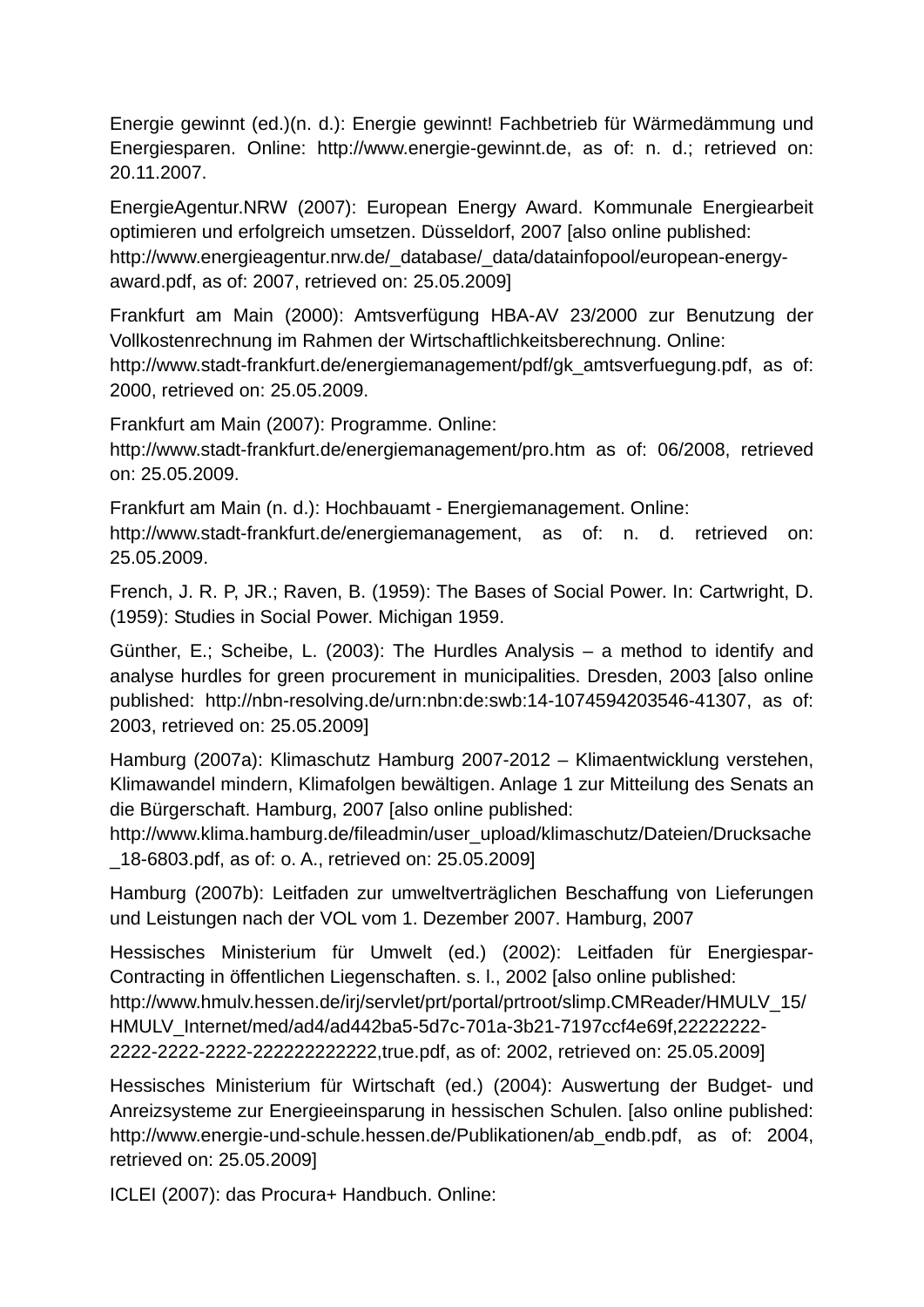Energie gewinnt (ed.)(n. d.): Energie gewinnt! Fachbetrieb für Wärmedämmung und Energiesparen. Online: http://www.energie-gewinnt.de, as of: n. d.; retrieved on: 20.11.2007.

EnergieAgentur.NRW (2007): European Energy Award. Kommunale Energiearbeit optimieren und erfolgreich umsetzen. Düsseldorf, 2007 [also online published: http://www.energieagentur.nrw.de/_database/_data/datainfopool/european-energy-award.pdf, as of: 2007, retrieved on: 25.05.2009]

Frankfurt am Main (2000): Amtsverfügung HBA-AV 23/2000 zur Benutzung der Vollkostenrechnung im Rahmen der Wirtschaftlichkeitsberechnung. Online: http://www.stadt-frankfurt.de/energiemanagement/pdf/gk_amtsverfuegung.pdf, as of: 2000, retrieved on: 25.05.2009.

Frankfurt am Main (2007): Programme. Online: http://www.stadt-frankfurt.de/energiemanagement/pro.htm as of: 06/2008, retrieved on: 25.05.2009.

Frankfurt am Main (n. d.): Hochbauamt - Energiemanagement. Online: http://www.stadt-frankfurt.de/energiemanagement, as of: n. d. retrieved on: 25.05.2009.

French, J. R. P, JR.; Raven, B. (1959): The Bases of Social Power. In: Cartwright, D. (1959): Studies in Social Power. Michigan 1959.

Günther, E.; Scheibe, L. (2003): The Hurdles Analysis – a method to identify and analyse hurdles for green procurement in municipalities. Dresden, 2003 [also online published: http://nbn-resolving.de/urn:nbn:de:swb:14-1074594203546-41307, as of: 2003, retrieved on: 25.05.2009]

Hamburg (2007a): Klimaschutz Hamburg 2007-2012 – Klimaentwicklung verstehen, Klimawandel mindern, Klimafolgen bewältigen. Anlage 1 zur Mitteilung des Senats an die Bürgerschaft. Hamburg, 2007 [also online published: http://www.klima.hamburg.de/fileadmin/user_upload/klimaschutz/Dateien/Drucksache_18-6803.pdf, as of: o. A., retrieved on: 25.05.2009]

Hamburg (2007b): Leitfaden zur umweltverträglichen Beschaffung von Lieferungen und Leistungen nach der VOL vom 1. Dezember 2007. Hamburg, 2007

Hessisches Ministerium für Umwelt (ed.) (2002): Leitfaden für Energiespar-Contracting in öffentlichen Liegenschaften. s. l., 2002 [also online published: http://www.hmulv.hessen.de/irj/servlet/prt/portal/prtroot/slimp.CMReader/HMULV_15/HMULV_Internet/med/ad4/ad442ba5-5d7c-701a-3b21-7197ccf4e69f,22222222-2222-2222-2222-222222222222,true.pdf, as of: 2002, retrieved on: 25.05.2009]

Hessisches Ministerium für Wirtschaft (ed.) (2004): Auswertung der Budget- und Anreizsysteme zur Energieeinsparung in hessischen Schulen. [also online published: http://www.energie-und-schule.hessen.de/Publikationen/ab_endb.pdf, as of: 2004, retrieved on: 25.05.2009]

ICLEI (2007): das Procura+ Handbuch. Online: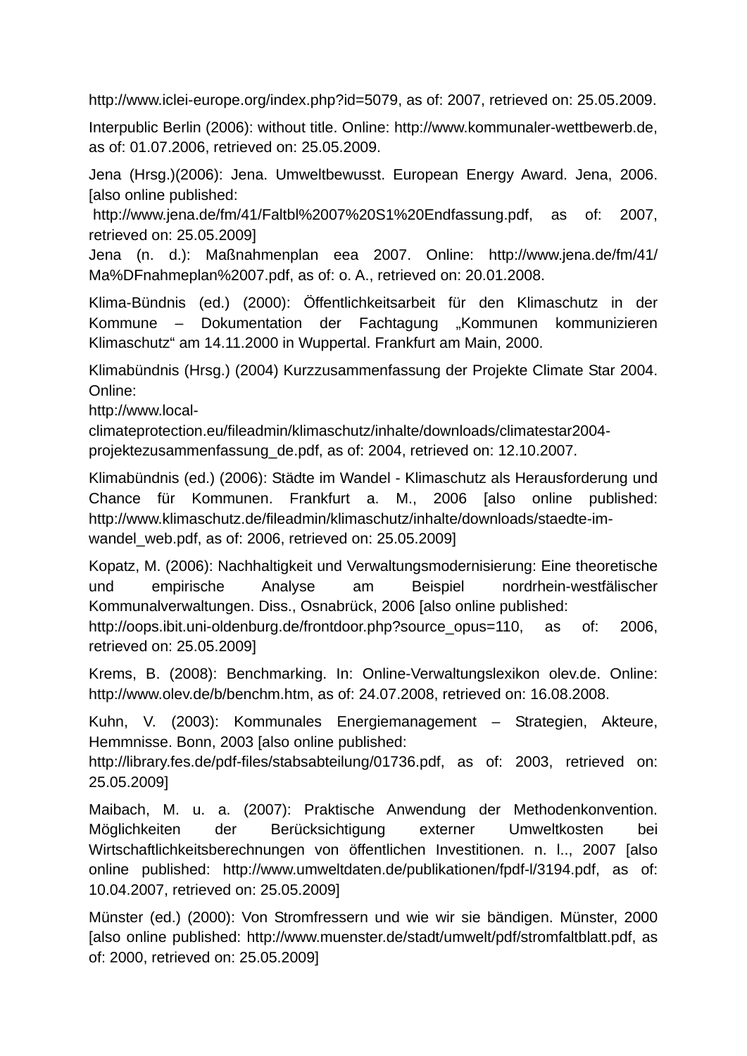http://www.iclei-europe.org/index.php?id=5079, as of: 2007, retrieved on: 25.05.2009.

Interpublic Berlin (2006): without title. Online: http://www.kommunaler-wettbewerb.de, as of: 01.07.2006, retrieved on: 25.05.2009.

Jena (Hrsg.)(2006): Jena. Umweltbewusst. European Energy Award. Jena, 2006. [also online published: http://www.jena.de/fm/41/Faltbl%2007%20S1%20Endfassung.pdf, as of: 2007, retrieved on: 25.05.2009]

Jena (n. d.): Maßnahmenplan eea 2007. Online: http://www.jena.de/fm/41/Ma%DFnahmeplan%2007.pdf, as of: o. A., retrieved on: 20.01.2008.

Klima-Bündnis (ed.) (2000): Öffentlichkeitsarbeit für den Klimaschutz in der Kommune – Dokumentation der Fachtagung „Kommunen kommunizieren Klimaschutz“ am 14.11.2000 in Wuppertal. Frankfurt am Main, 2000.

Klimabündnis (Hrsg.) (2004) Kurzzusammenfassung der Projekte Climate Star 2004. Online: http://www.local-climateprotection.eu/fileadmin/klimaschutz/inhalte/downloads/climatestar2004-projektezusammenfassung_de.pdf, as of: 2004, retrieved on: 12.10.2007.

Klimabündnis (ed.) (2006): Städte im Wandel - Klimaschutz als Herausforderung und Chance für Kommunen. Frankfurt a. M., 2006 [also online published: http://www.klimaschutz.de/fileadmin/klimaschutz/inhalte/downloads/staedte-im-wandel_web.pdf, as of: 2006, retrieved on: 25.05.2009]

Kopatz, M. (2006): Nachhaltigkeit und Verwaltungsmodernisierung: Eine theoretische und empirische Analyse am Beispiel nordrhein-westfälischer Kommunalverwaltungen. Diss., Osnabrück, 2006 [also online published: http://oops.ibit.uni-oldenburg.de/frontdoor.php?source_opus=110, as of: 2006, retrieved on: 25.05.2009]

Krems, B. (2008): Benchmarking. In: Online-Verwaltungslexikon olev.de. Online: http://www.olev.de/b/benchm.htm, as of: 24.07.2008, retrieved on: 16.08.2008.

Kuhn, V. (2003): Kommunales Energiemanagement – Strategien, Akteure, Hemmnisse. Bonn, 2003 [also online published: http://library.fes.de/pdf-files/stabsabteilung/01736.pdf, as of: 2003, retrieved on: 25.05.2009]

Maibach, M. u. a. (2007): Praktische Anwendung der Methodenkonvention. Möglichkeiten der Berücksichtigung externer Umweltkosten bei Wirtschaftlichkeitsberechnungen von öffentlichen Investitionen. n. l.., 2007 [also online published: http://www.umweltdaten.de/publikationen/fpdf-l/3194.pdf, as of: 10.04.2007, retrieved on: 25.05.2009]

Münster (ed.) (2000): Von Stromfressern und wie wir sie bändigen. Münster, 2000 [also online published: http://www.muenster.de/stadt/umwelt/pdf/stromfaltblatt.pdf, as of: 2000, retrieved on: 25.05.2009]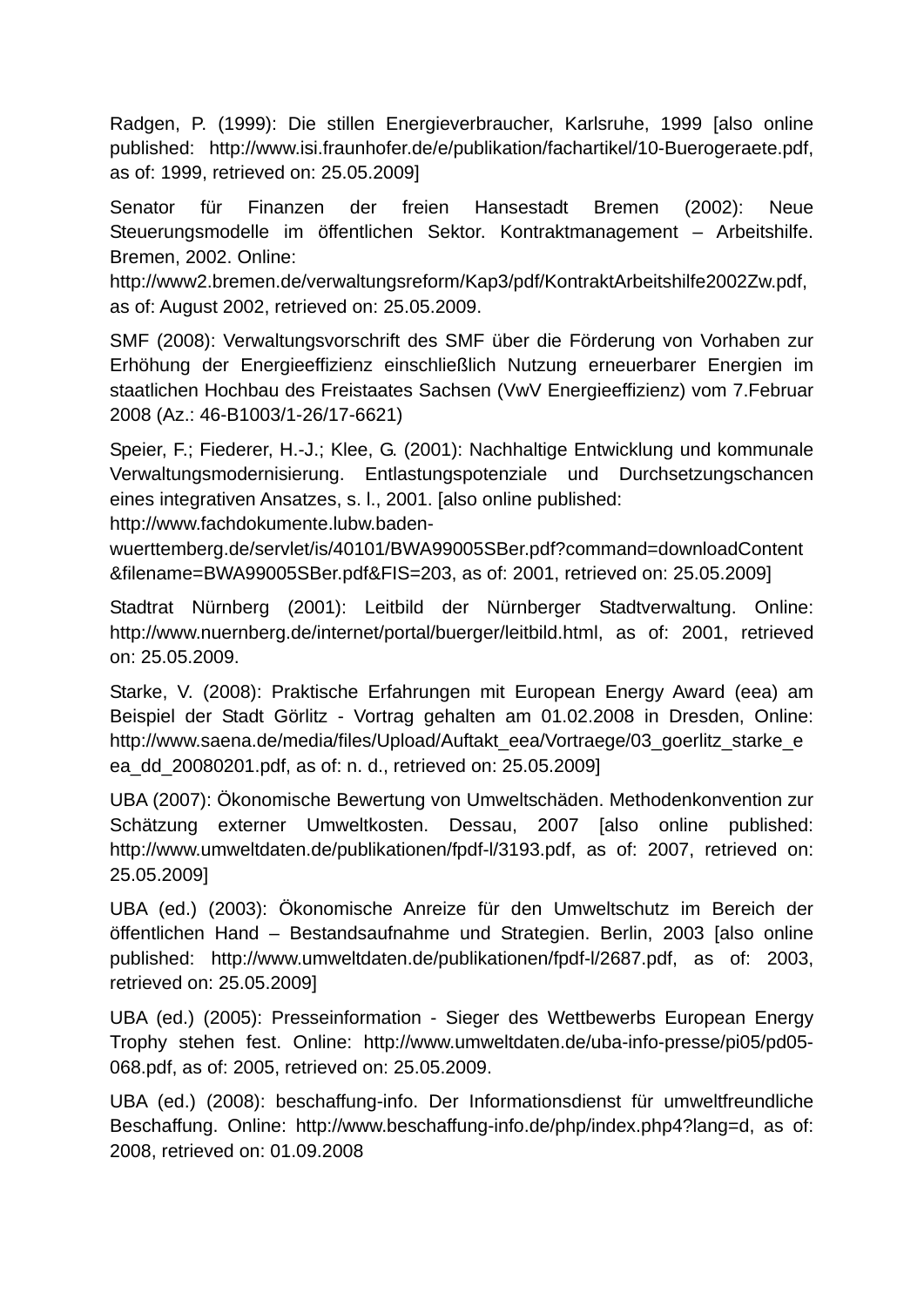Radgen, P. (1999): Die stillen Energieverbraucher, Karlsruhe, 1999 [also online published: http://www.isi.fraunhofer.de/e/publikation/fachartikel/10-Buerogeraete.pdf, as of: 1999, retrieved on: 25.05.2009]

Senator für Finanzen der freien Hansestadt Bremen (2002): Neue Steuerungsmodelle im öffentlichen Sektor. Kontraktmanagement – Arbeitshilfe. Bremen, 2002. Online: http://www2.bremen.de/verwaltungsreform/Kap3/pdf/KontraktArbeitshilfe2002Zw.pdf, as of: August 2002, retrieved on: 25.05.2009.

SMF (2008): Verwaltungsvorschrift des SMF über die Förderung von Vorhaben zur Erhöhung der Energieeffizienz einschließlich Nutzung erneuerbarer Energien im staatlichen Hochbau des Freistaates Sachsen (VwV Energieeffizienz) vom 7.Februar 2008 (Az.: 46-B1003/1-26/17-6621)

Speier, F.; Fiederer, H.-J.; Klee, G. (2001): Nachhaltige Entwicklung und kommunale Verwaltungsmodernisierung. Entlastungspotenziale und Durchsetzungschancen eines integrativen Ansatzes, s. l., 2001. [also online published: http://www.fachdokumente.lubw.baden-wuerttemberg.de/servlet/is/40101/BWA99005SBer.pdf?command=downloadContent&filename=BWA99005SBer.pdf&FIS=203, as of: 2001, retrieved on: 25.05.2009]

Stadtrat Nürnberg (2001): Leitbild der Nürnberger Stadtverwaltung. Online: http://www.nuernberg.de/internet/portal/buerger/leitbild.html, as of: 2001, retrieved on: 25.05.2009.

Starke, V. (2008): Praktische Erfahrungen mit European Energy Award (eea) am Beispiel der Stadt Görlitz - Vortrag gehalten am 01.02.2008 in Dresden, Online: http://www.saena.de/media/files/Upload/Auftakt_eea/Vortraege/03_goerlitz_starke_eea_dd_20080201.pdf, as of: n. d., retrieved on: 25.05.2009]

UBA (2007): Ökonomische Bewertung von Umweltschäden. Methodenkonvention zur Schätzung externer Umweltkosten. Dessau, 2007 [also online published: http://www.umweltdaten.de/publikationen/fpdf-l/3193.pdf, as of: 2007, retrieved on: 25.05.2009]

UBA (ed.) (2003): Ökonomische Anreize für den Umweltschutz im Bereich der öffentlichen Hand – Bestandsaufnahme und Strategien. Berlin, 2003 [also online published: http://www.umweltdaten.de/publikationen/fpdf-l/2687.pdf, as of: 2003, retrieved on: 25.05.2009]

UBA (ed.) (2005): Presseinformation - Sieger des Wettbewerbs European Energy Trophy stehen fest. Online: http://www.umweltdaten.de/uba-info-presse/pi05/pd05-068.pdf, as of: 2005, retrieved on: 25.05.2009.

UBA (ed.) (2008): beschaffung-info. Der Informationsdienst für umweltfreundliche Beschaffung. Online: http://www.beschaffung-info.de/php/index.php4?lang=d, as of: 2008, retrieved on: 01.09.2008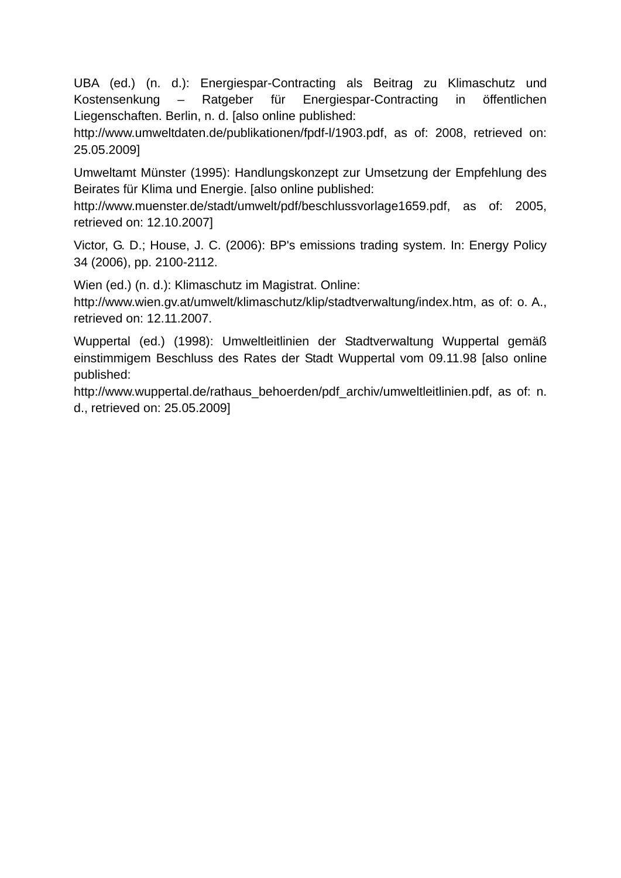UBA (ed.) (n. d.): Energiespar-Contracting als Beitrag zu Klimaschutz und Kostensenkung – Ratgeber für Energiespar-Contracting in öffentlichen Liegenschaften. Berlin, n. d. [also online published: http://www.umweltdaten.de/publikationen/fpdf-l/1903.pdf, as of: 2008, retrieved on: 25.05.2009]

Umweltamt Münster (1995): Handlungskonzept zur Umsetzung der Empfehlung des Beirates für Klima und Energie. [also online published: http://www.muenster.de/stadt/umwelt/pdf/beschlussvorlage1659.pdf, as of: 2005, retrieved on: 12.10.2007]

Victor, G. D.; House, J. C. (2006): BP's emissions trading system. In: Energy Policy 34 (2006), pp. 2100-2112.

Wien (ed.) (n. d.): Klimaschutz im Magistrat. Online: http://www.wien.gv.at/umwelt/klimaschutz/klip/stadtverwaltung/index.htm, as of: o. A., retrieved on: 12.11.2007.

Wuppertal (ed.) (1998): Umweltleitlinien der Stadtverwaltung Wuppertal gemäß einstimmigem Beschluss des Rates der Stadt Wuppertal vom 09.11.98 [also online published: http://www.wuppertal.de/rathaus_behoerden/pdf_archiv/umweltleitlinien.pdf, as of: n. d., retrieved on: 25.05.2009]